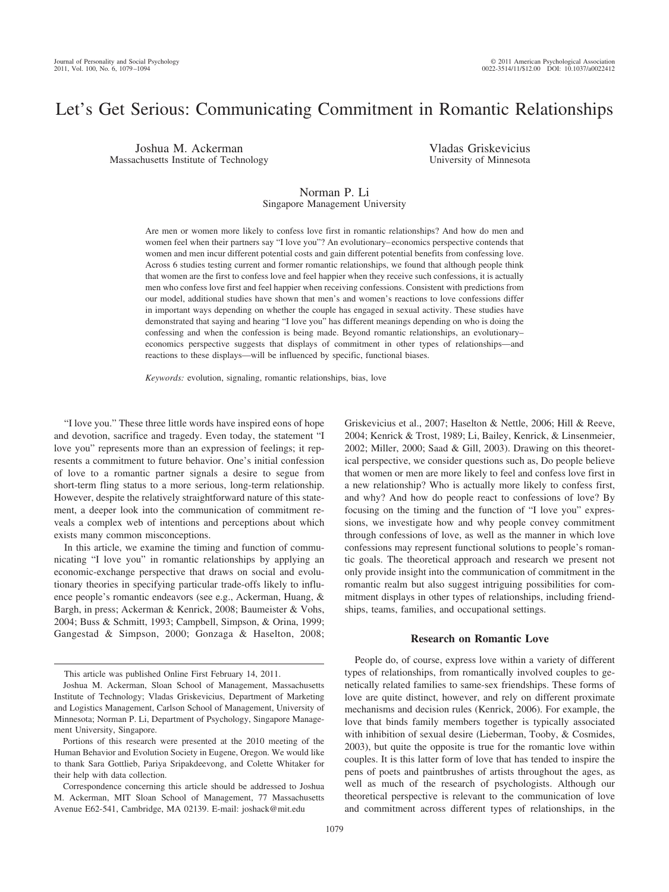# Let's Get Serious: Communicating Commitment in Romantic Relationships

Joshua M. Ackerman
Massachusetts Institute of Technology

Vladas Griskevicius
University of Minnesota

Norman P. Li
Singapore Management University

Are men or women more likely to confess love first in romantic relationships? And how do men and women feel when their partners say "I love you"? An evolutionary–economics perspective contends that women and men incur different potential costs and gain different potential benefits from confessing love. Across 6 studies testing current and former romantic relationships, we found that although people think that women are the first to confess love and feel happier when they receive such confessions, it is actually men who confess love first and feel happier when receiving confessions. Consistent with predictions from our model, additional studies have shown that men's and women's reactions to love confessions differ in important ways depending on whether the couple has engaged in sexual activity. These studies have demonstrated that saying and hearing "I love you" has different meanings depending on who is doing the confessing and when the confession is being made. Beyond romantic relationships, an evolutionary–economics perspective suggests that displays of commitment in other types of relationships—and reactions to these displays—will be influenced by specific, functional biases.

*Keywords:* evolution, signaling, romantic relationships, bias, love

"I love you." These three little words have inspired eons of hope and devotion, sacrifice and tragedy. Even today, the statement "I love you" represents more than an expression of feelings; it represents a commitment to future behavior. One's initial confession of love to a romantic partner signals a desire to segue from short-term fling status to a more serious, long-term relationship. However, despite the relatively straightforward nature of this statement, a deeper look into the communication of commitment reveals a complex web of intentions and perceptions about which exists many common misconceptions.

In this article, we examine the timing and function of communicating "I love you" in romantic relationships by applying an economic-exchange perspective that draws on social and evolutionary theories in specifying particular trade-offs likely to influence people's romantic endeavors (see e.g., Ackerman, Huang, & Bargh, in press; Ackerman & Kenrick, 2008; Baumeister & Vohs, 2004; Buss & Schmitt, 1993; Campbell, Simpson, & Orina, 1999; Gangestad & Simpson, 2000; Gonzaga & Haselton, 2008; Griskevicius et al., 2007; Haselton & Nettle, 2006; Hill & Reeve, 2004; Kenrick & Trost, 1989; Li, Bailey, Kenrick, & Linsenmeier, 2002; Miller, 2000; Saad & Gill, 2003). Drawing on this theoretical perspective, we consider questions such as, Do people believe that women or men are more likely to feel and confess love first in a new relationship? Who is actually more likely to confess first, and why? And how do people react to confessions of love? By focusing on the timing and the function of "I love you" expressions, we investigate how and why people convey commitment through confessions of love, as well as the manner in which love confessions may represent functional solutions to people's romantic goals. The theoretical approach and research we present not only provide insight into the communication of commitment in the romantic realm but also suggest intriguing possibilities for commitment displays in other types of relationships, including friendships, teams, families, and occupational settings.

## Research on Romantic Love

People do, of course, express love within a variety of different types of relationships, from romantically involved couples to genetically related families to same-sex friendships. These forms of love are quite distinct, however, and rely on different proximate mechanisms and decision rules (Kenrick, 2006). For example, the love that binds family members together is typically associated with inhibition of sexual desire (Lieberman, Tooby, & Cosmides, 2003), but quite the opposite is true for the romantic love within couples. It is this latter form of love that has tended to inspire the pens of poets and paintbrushes of artists throughout the ages, as well as much of the research of psychologists. Although our theoretical perspective is relevant to the communication of love and commitment across different types of relationships, in the

---

This article was published Online First February 14, 2011.

Joshua M. Ackerman, Sloan School of Management, Massachusetts Institute of Technology; Vladas Griskevicius, Department of Marketing and Logistics Management, Carlson School of Management, University of Minnesota; Norman P. Li, Department of Psychology, Singapore Management University, Singapore.

Portions of this research were presented at the 2010 meeting of the Human Behavior and Evolution Society in Eugene, Oregon. We would like to thank Sara Gottlieb, Pariya Sripakdeevong, and Colette Whitaker for their help with data collection.

Correspondence concerning this article should be addressed to Joshua M. Ackerman, MIT Sloan School of Management, 77 Massachusetts Avenue E62-541, Cambridge, MA 02139. E-mail: joshack@mit.edu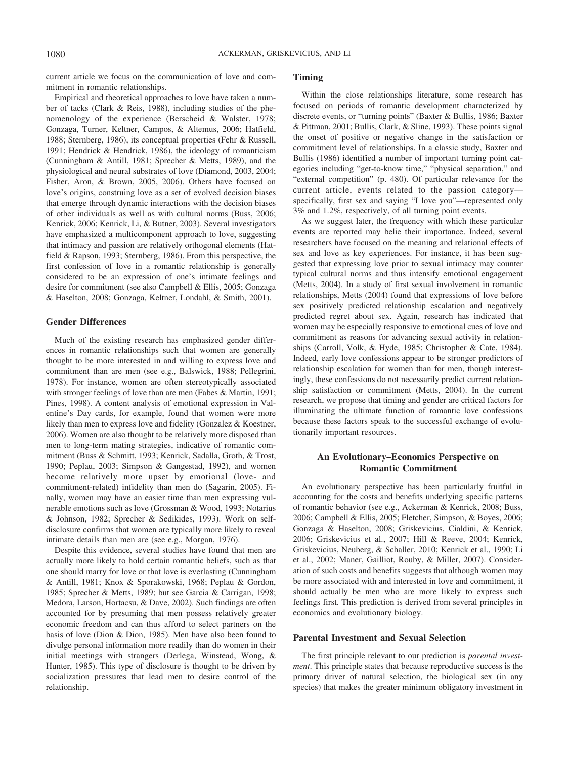current article we focus on the communication of love and commitment in romantic relationships.

Empirical and theoretical approaches to love have taken a number of tacks (Clark & Reis, 1988), including studies of the phenomenology of the experience (Berscheid & Walster, 1978; Gonzaga, Turner, Keltner, Campos, & Altemus, 2006; Hatfield, 1988; Sternberg, 1986), its conceptual properties (Fehr & Russell, 1991; Hendrick & Hendrick, 1986), the ideology of romanticism (Cunningham & Antill, 1981; Sprecher & Metts, 1989), and the physiological and neural substrates of love (Diamond, 2003, 2004; Fisher, Aron, & Brown, 2005, 2006). Others have focused on love's origins, construing love as a set of evolved decision biases that emerge through dynamic interactions with the decision biases of other individuals as well as with cultural norms (Buss, 2006; Kenrick, 2006; Kenrick, Li, & Butner, 2003). Several investigators have emphasized a multicomponent approach to love, suggesting that intimacy and passion are relatively orthogonal elements (Hatfield & Rapson, 1993; Sternberg, 1986). From this perspective, the first confession of love in a romantic relationship is generally considered to be an expression of one's intimate feelings and desire for commitment (see also Campbell & Ellis, 2005; Gonzaga & Haselton, 2008; Gonzaga, Keltner, Londahl, & Smith, 2001).

## Gender Differences

Much of the existing research has emphasized gender differences in romantic relationships such that women are generally thought to be more interested in and willing to express love and commitment than are men (see e.g., Balswick, 1988; Pellegrini, 1978). For instance, women are often stereotypically associated with stronger feelings of love than are men (Fabes & Martin, 1991; Pines, 1998). A content analysis of emotional expression in Valentine's Day cards, for example, found that women were more likely than men to express love and fidelity (Gonzalez & Koestner, 2006). Women are also thought to be relatively more disposed than men to long-term mating strategies, indicative of romantic commitment (Buss & Schmitt, 1993; Kenrick, Sadalla, Groth, & Trost, 1990; Peplau, 2003; Simpson & Gangestad, 1992), and women become relatively more upset by emotional (love- and commitment-related) infidelity than men do (Sagarin, 2005). Finally, women may have an easier time than men expressing vulnerable emotions such as love (Grossman & Wood, 1993; Notarius & Johnson, 1982; Sprecher & Sedikides, 1993). Work on self-disclosure confirms that women are typically more likely to reveal intimate details than men are (see e.g., Morgan, 1976).

Despite this evidence, several studies have found that men are actually more likely to hold certain romantic beliefs, such as that one should marry for love or that love is everlasting (Cunningham & Antill, 1981; Knox & Sporakowski, 1968; Peplau & Gordon, 1985; Sprecher & Metts, 1989; but see Garcia & Carrigan, 1998; Medora, Larson, Hortacsu, & Dave, 2002). Such findings are often accounted for by presuming that men possess relatively greater economic freedom and can thus afford to select partners on the basis of love (Dion & Dion, 1985). Men have also been found to divulge personal information more readily than do women in their initial meetings with strangers (Derlega, Winstead, Wong, & Hunter, 1985). This type of disclosure is thought to be driven by socialization pressures that lead men to desire control of the relationship.

## Timing

Within the close relationships literature, some research has focused on periods of romantic development characterized by discrete events, or "turning points" (Baxter & Bullis, 1986; Baxter & Pittman, 2001; Bullis, Clark, & Sline, 1993). These points signal the onset of positive or negative change in the satisfaction or commitment level of relationships. In a classic study, Baxter and Bullis (1986) identified a number of important turning point categories including "get-to-know time," "physical separation," and "external competition" (p. 480). Of particular relevance for the current article, events related to the passion category—specifically, first sex and saying "I love you"—represented only 3% and 1.2%, respectively, of all turning point events.

As we suggest later, the frequency with which these particular events are reported may belie their importance. Indeed, several researchers have focused on the meaning and relational effects of sex and love as key experiences. For instance, it has been suggested that expressing love prior to sexual intimacy may counter typical cultural norms and thus intensify emotional engagement (Metts, 2004). In a study of first sexual involvement in romantic relationships, Metts (2004) found that expressions of love before sex positively predicted relationship escalation and negatively predicted regret about sex. Again, research has indicated that women may be especially responsive to emotional cues of love and commitment as reasons for advancing sexual activity in relationships (Carroll, Volk, & Hyde, 1985; Christopher & Cate, 1984). Indeed, early love confessions appear to be stronger predictors of relationship escalation for women than for men, though interestingly, these confessions do not necessarily predict current relationship satisfaction or commitment (Metts, 2004). In the current research, we propose that timing and gender are critical factors for illuminating the ultimate function of romantic love confessions because these factors speak to the successful exchange of evolutionarily important resources.

## An Evolutionary–Economics Perspective on Romantic Commitment

An evolutionary perspective has been particularly fruitful in accounting for the costs and benefits underlying specific patterns of romantic behavior (see e.g., Ackerman & Kenrick, 2008; Buss, 2006; Campbell & Ellis, 2005; Fletcher, Simpson, & Boyes, 2006; Gonzaga & Haselton, 2008; Griskevicius, Cialdini, & Kenrick, 2006; Griskevicius et al., 2007; Hill & Reeve, 2004; Kenrick, Griskevicius, Neuberg, & Schaller, 2010; Kenrick et al., 1990; Li et al., 2002; Maner, Gailliot, Rouby, & Miller, 2007). Consideration of such costs and benefits suggests that although women may be more associated with and interested in love and commitment, it should actually be men who are more likely to express such feelings first. This prediction is derived from several principles in economics and evolutionary biology.

## Parental Investment and Sexual Selection

The first principle relevant to our prediction is *parental investment*. This principle states that because reproductive success is the primary driver of natural selection, the biological sex (in any species) that makes the greater minimum obligatory investment in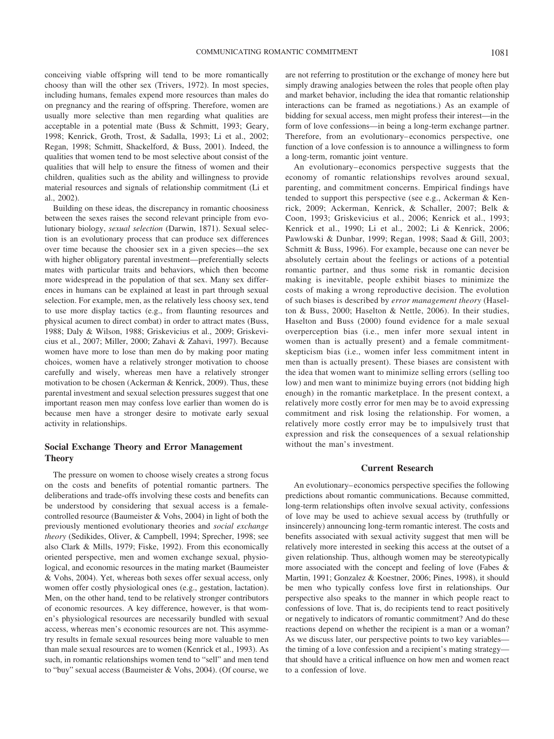conceiving viable offspring will tend to be more romantically choosy than will the other sex (Trivers, 1972). In most species, including humans, females expend more resources than males do on pregnancy and the rearing of offspring. Therefore, women are usually more selective than men regarding what qualities are acceptable in a potential mate (Buss & Schmitt, 1993; Geary, 1998; Kenrick, Groth, Trost, & Sadalla, 1993; Li et al., 2002; Regan, 1998; Schmitt, Shackelford, & Buss, 2001). Indeed, the qualities that women tend to be most selective about consist of the qualities that will help to ensure the fitness of women and their children, qualities such as the ability and willingness to provide material resources and signals of relationship commitment (Li et al., 2002).

Building on these ideas, the discrepancy in romantic choosiness between the sexes raises the second relevant principle from evolutionary biology, *sexual selection* (Darwin, 1871). Sexual selection is an evolutionary process that can produce sex differences over time because the choosier sex in a given species—the sex with higher obligatory parental investment—preferentially selects mates with particular traits and behaviors, which then become more widespread in the population of that sex. Many sex differences in humans can be explained at least in part through sexual selection. For example, men, as the relatively less choosy sex, tend to use more display tactics (e.g., from flaunting resources and physical acumen to direct combat) in order to attract mates (Buss, 1988; Daly & Wilson, 1988; Griskevicius et al., 2009; Griskevicius et al., 2007; Miller, 2000; Zahavi & Zahavi, 1997). Because women have more to lose than men do by making poor mating choices, women have a relatively stronger motivation to choose carefully and wisely, whereas men have a relatively stronger motivation to be chosen (Ackerman & Kenrick, 2009). Thus, these parental investment and sexual selection pressures suggest that one important reason men may confess love earlier than women do is because men have a stronger desire to motivate early sexual activity in relationships.

## Social Exchange Theory and Error Management Theory

The pressure on women to choose wisely creates a strong focus on the costs and benefits of potential romantic partners. The deliberations and trade-offs involving these costs and benefits can be understood by considering that sexual access is a female-controlled resource (Baumeister & Vohs, 2004) in light of both the previously mentioned evolutionary theories and *social exchange theory* (Sedikides, Oliver, & Campbell, 1994; Sprecher, 1998; see also Clark & Mills, 1979; Fiske, 1992). From this economically oriented perspective, men and women exchange sexual, physiological, and economic resources in the mating market (Baumeister & Vohs, 2004). Yet, whereas both sexes offer sexual access, only women offer costly physiological ones (e.g., gestation, lactation). Men, on the other hand, tend to be relatively stronger contributors of economic resources. A key difference, however, is that women's physiological resources are necessarily bundled with sexual access, whereas men's economic resources are not. This asymmetry results in female sexual resources being more valuable to men than male sexual resources are to women (Kenrick et al., 1993). As such, in romantic relationships women tend to "sell" and men tend to "buy" sexual access (Baumeister & Vohs, 2004). (Of course, we are not referring to prostitution or the exchange of money here but simply drawing analogies between the roles that people often play and market behavior, including the idea that romantic relationship interactions can be framed as negotiations.) As an example of bidding for sexual access, men might profess their interest—in the form of love confessions—in being a long-term exchange partner. Therefore, from an evolutionary–economics perspective, one function of a love confession is to announce a willingness to form a long-term, romantic joint venture.

An evolutionary–economics perspective suggests that the economy of romantic relationships revolves around sexual, parenting, and commitment concerns. Empirical findings have tended to support this perspective (see e.g., Ackerman & Kenrick, 2009; Ackerman, Kenrick, & Schaller, 2007; Belk & Coon, 1993; Griskevicius et al., 2006; Kenrick et al., 1993; Kenrick et al., 1990; Li et al., 2002; Li & Kenrick, 2006; Pawlowski & Dunbar, 1999; Regan, 1998; Saad & Gill, 2003; Schmitt & Buss, 1996). For example, because one can never be absolutely certain about the feelings or actions of a potential romantic partner, and thus some risk in romantic decision making is inevitable, people exhibit biases to minimize the costs of making a wrong reproductive decision. The evolution of such biases is described by *error management theory* (Haselton & Buss, 2000; Haselton & Nettle, 2006). In their studies, Haselton and Buss (2000) found evidence for a male sexual overperception bias (i.e., men infer more sexual intent in women than is actually present) and a female commitment-skepticism bias (i.e., women infer less commitment intent in men than is actually present). These biases are consistent with the idea that women want to minimize selling errors (selling too low) and men want to minimize buying errors (not bidding high enough) in the romantic marketplace. In the present context, a relatively more costly error for men may be to avoid expressing commitment and risk losing the relationship. For women, a relatively more costly error may be to impulsively trust that expression and risk the consequences of a sexual relationship without the man's investment.

## Current Research

An evolutionary–economics perspective specifies the following predictions about romantic communications. Because committed, long-term relationships often involve sexual activity, confessions of love may be used to achieve sexual access by (truthfully or insincerely) announcing long-term romantic interest. The costs and benefits associated with sexual activity suggest that men will be relatively more interested in seeking this access at the outset of a given relationship. Thus, although women may be stereotypically more associated with the concept and feeling of love (Fabes & Martin, 1991; Gonzalez & Koestner, 2006; Pines, 1998), it should be men who typically confess love first in relationships. Our perspective also speaks to the manner in which people react to confessions of love. That is, do recipients tend to react positively or negatively to indicators of romantic commitment? And do these reactions depend on whether the recipient is a man or a woman? As we discuss later, our perspective points to two key variables—the timing of a love confession and a recipient's mating strategy—that should have a critical influence on how men and women react to a confession of love.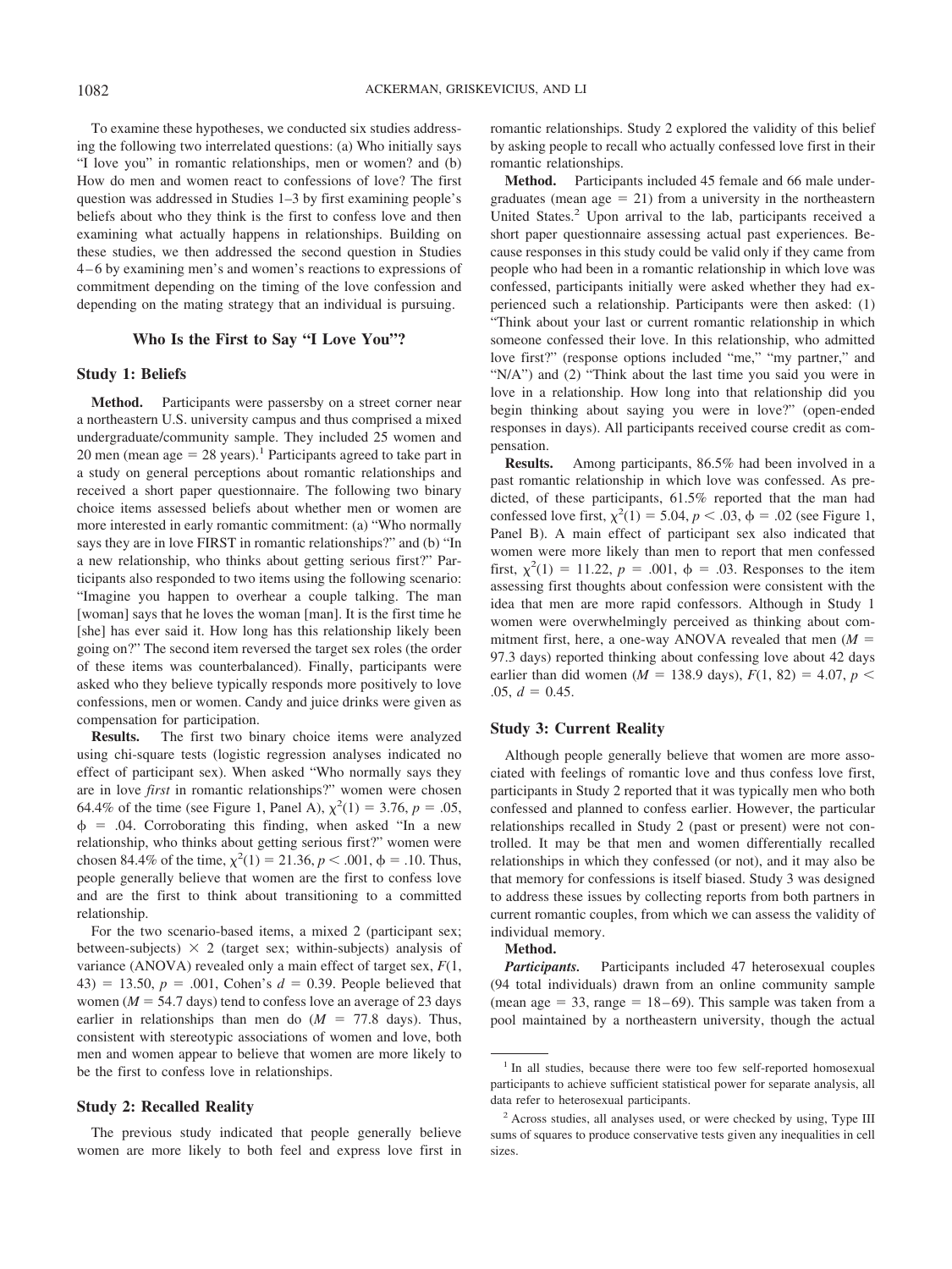To examine these hypotheses, we conducted six studies addressing the following two interrelated questions: (a) Who initially says "I love you" in romantic relationships, men or women? and (b) How do men and women react to confessions of love? The first question was addressed in Studies 1–3 by first examining people's beliefs about who they think is the first to confess love and then examining what actually happens in relationships. Building on these studies, we then addressed the second question in Studies 4–6 by examining men's and women's reactions to expressions of commitment depending on the timing of the love confession and depending on the mating strategy that an individual is pursuing.

## Who Is the First to Say "I Love You"?

### Study 1: Beliefs

**Method.** Participants were passersby on a street corner near a northeastern U.S. university campus and thus comprised a mixed undergraduate/community sample. They included 25 women and 20 men (mean age = 28 years).[1] Participants agreed to take part in a study on general perceptions about romantic relationships and received a short paper questionnaire. The following two binary choice items assessed beliefs about whether men or women are more interested in early romantic commitment: (a) "Who normally says they are in love FIRST in romantic relationships?" and (b) "In a new relationship, who thinks about getting serious first?" Participants also responded to two items using the following scenario: "Imagine you happen to overhear a couple talking. The man [woman] says that he loves the woman [man]. It is the first time he [she] has ever said it. How long has this relationship likely been going on?" The second item reversed the target sex roles (the order of these items was counterbalanced). Finally, participants were asked who they believe typically responds more positively to love confessions, men or women. Candy and juice drinks were given as compensation for participation.

**Results.** The first two binary choice items were analyzed using chi-square tests (logistic regression analyses indicated no effect of participant sex). When asked "Who normally says they are in love *first* in romantic relationships?" women were chosen 64.4% of the time (see Figure 1, Panel A), $\chi^2(1) = 3.76$, $p = .05$, $\phi = .04$. Corroborating this finding, when asked "In a new relationship, who thinks about getting serious first?" women were chosen 84.4% of the time, $\chi^2(1) = 21.36$, $p < .001$, $\phi = .10$. Thus, people generally believe that women are the first to confess love and are the first to think about transitioning to a committed relationship.

For the two scenario-based items, a mixed 2 (participant sex; between-subjects) × 2 (target sex; within-subjects) analysis of variance (ANOVA) revealed only a main effect of target sex, $F(1, 43) = 13.50$, $p = .001$, Cohen's $d = 0.39$. People believed that women ($M = 54.7$ days) tend to confess love an average of 23 days earlier in relationships than men do ($M = 77.8$ days). Thus, consistent with stereotypic associations of women and love, both men and women appear to believe that women are more likely to be the first to confess love in relationships.

### Study 2: Recalled Reality

The previous study indicated that people generally believe women are more likely to both feel and express love first in romantic relationships. Study 2 explored the validity of this belief by asking people to recall who actually confessed love first in their romantic relationships.

**Method.** Participants included 45 female and 66 male undergraduates (mean age = 21) from a university in the northeastern United States.[2] Upon arrival to the lab, participants received a short paper questionnaire assessing actual past experiences. Because responses in this study could be valid only if they came from people who had been in a romantic relationship in which love was confessed, participants initially were asked whether they had experienced such a relationship. Participants were then asked: (1) "Think about your last or current romantic relationship in which someone confessed their love. In this relationship, who admitted love first?" (response options included "me," "my partner," and "N/A") and (2) "Think about the last time you said you were in love in a relationship. How long into that relationship did you begin thinking about saying you were in love?" (open-ended responses in days). All participants received course credit as compensation.

**Results.** Among participants, 86.5% had been involved in a past romantic relationship in which love was confessed. As predicted, of these participants, 61.5% reported that the man had confessed love first, $\chi^2(1) = 5.04$, $p < .03$, $\phi = .02$ (see Figure 1, Panel B). A main effect of participant sex also indicated that women were more likely than men to report that men confessed first, $\chi^2(1) = 11.22$, $p = .001$, $\phi = .03$. Responses to the item assessing first thoughts about confession were consistent with the idea that men are more rapid confessors. Although in Study 1 women were overwhelmingly perceived as thinking about commitment first, here, a one-way ANOVA revealed that men ($M = 97.3$ days) reported thinking about confessing love about 42 days earlier than did women ($M = 138.9$ days), $F(1, 82) = 4.07$, $p < .05$, $d = 0.45$.

### Study 3: Current Reality

Although people generally believe that women are more associated with feelings of romantic love and thus confess love first, participants in Study 2 reported that it was typically men who both confessed and planned to confess earlier. However, the particular relationships recalled in Study 2 (past or present) were not controlled. It may be that men and women differentially recalled relationships in which they confessed (or not), and it may also be that memory for confessions is itself biased. Study 3 was designed to address these issues by collecting reports from both partners in current romantic couples, from which we can assess the validity of individual memory.

**Method.**

***Participants.*** Participants included 47 heterosexual couples (94 total individuals) drawn from an online community sample (mean age = 33, range = 18–69). This sample was taken from a pool maintained by a northeastern university, though the actual

---

[1] In all studies, because there were too few self-reported homosexual participants to achieve sufficient statistical power for separate analysis, all data refer to heterosexual participants.

[2] Across studies, all analyses used, or were checked by using, Type III sums of squares to produce conservative tests given any inequalities in cell sizes.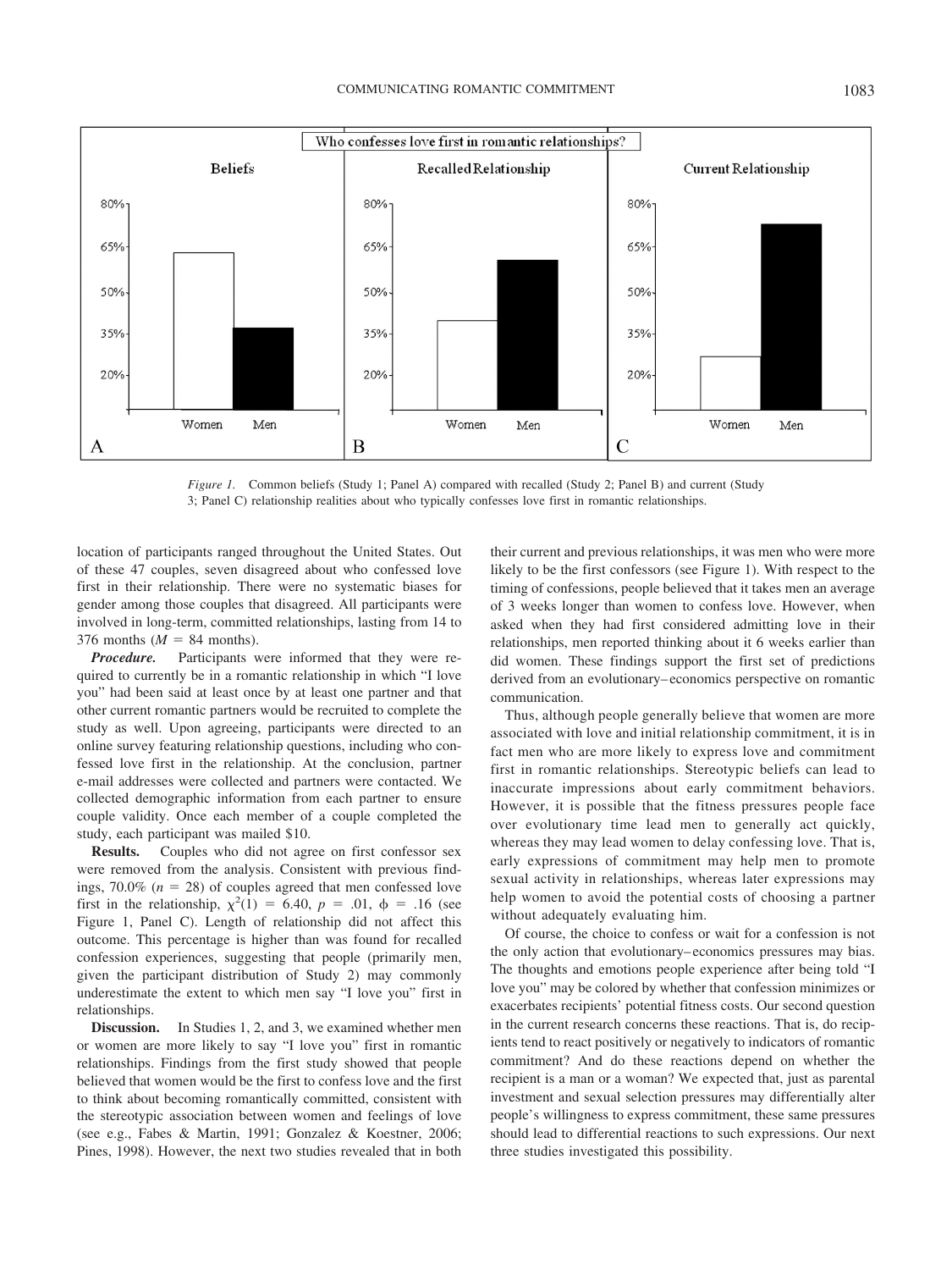*Figure 1.* Common beliefs (Study 1; Panel A) compared with recalled (Study 2; Panel B) and current (Study 3; Panel C) relationship realities about who typically confesses love first in romantic relationships.

location of participants ranged throughout the United States. Out of these 47 couples, seven disagreed about who confessed love first in their relationship. There were no systematic biases for gender among those couples that disagreed. All participants were involved in long-term, committed relationships, lasting from 14 to 376 months ($M$ = 84 months).

***Procedure.*** Participants were informed that they were required to currently be in a romantic relationship in which "I love you" had been said at least once by at least one partner and that other current romantic partners would be recruited to complete the study as well. Upon agreeing, participants were directed to an online survey featuring relationship questions, including who confessed love first in the relationship. At the conclusion, partner e-mail addresses were collected and partners were contacted. We collected demographic information from each partner to ensure couple validity. Once each member of a couple completed the study, each participant was mailed $10.

***Results.*** Couples who did not agree on first confessor sex were removed from the analysis. Consistent with previous findings, 70.0% ($n$ = 28) of couples agreed that men confessed love first in the relationship, $\chi^2(1)$ = 6.40, $p$ = .01, $\phi$ = .16 (see Figure 1, Panel C). Length of relationship did not affect this outcome. This percentage is higher than was found for recalled confession experiences, suggesting that people (primarily men, given the participant distribution of Study 2) may commonly underestimate the extent to which men say "I love you" first in relationships.

***Discussion.*** In Studies 1, 2, and 3, we examined whether men or women are more likely to say "I love you" first in romantic relationships. Findings from the first study showed that people believed that women would be the first to confess love and the first to think about becoming romantically committed, consistent with the stereotypic association between women and feelings of love (see e.g., Fabes & Martin, 1991; Gonzalez & Koestner, 2006; Pines, 1998). However, the next two studies revealed that in both their current and previous relationships, it was men who were more likely to be the first confessors (see Figure 1). With respect to the timing of confessions, people believed that it takes men an average of 3 weeks longer than women to confess love. However, when asked when they had first considered admitting love in their relationships, men reported thinking about it 6 weeks earlier than did women. These findings support the first set of predictions derived from an evolutionary–economics perspective on romantic communication.

Thus, although people generally believe that women are more associated with love and initial relationship commitment, it is in fact men who are more likely to express love and commitment first in romantic relationships. Stereotypic beliefs can lead to inaccurate impressions about early commitment behaviors. However, it is possible that the fitness pressures people face over evolutionary time lead men to generally act quickly, whereas they may lead women to delay confessing love. That is, early expressions of commitment may help men to promote sexual activity in relationships, whereas later expressions may help women to avoid the potential costs of choosing a partner without adequately evaluating him.

Of course, the choice to confess or wait for a confession is not the only action that evolutionary–economics pressures may bias. The thoughts and emotions people experience after being told "I love you" may be colored by whether that confession minimizes or exacerbates recipients' potential fitness costs. Our second question in the current research concerns these reactions. That is, do recipients tend to react positively or negatively to indicators of romantic commitment? And do these reactions depend on whether the recipient is a man or a woman? We expected that, just as parental investment and sexual selection pressures may differentially alter people's willingness to express commitment, these same pressures should lead to differential reactions to such expressions. Our next three studies investigated this possibility.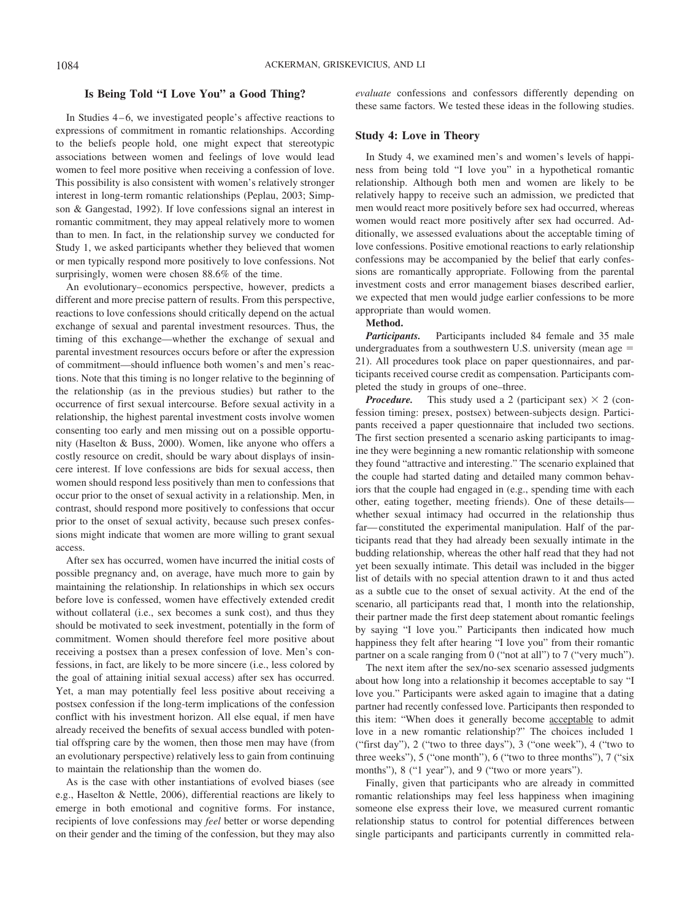## Is Being Told "I Love You" a Good Thing?

In Studies 4–6, we investigated people's affective reactions to expressions of commitment in romantic relationships. According to the beliefs people hold, one might expect that stereotypic associations between women and feelings of love would lead women to feel more positive when receiving a confession of love. This possibility is also consistent with women's relatively stronger interest in long-term romantic relationships (Peplau, 2003; Simpson & Gangestad, 1992). If love confessions signal an interest in romantic commitment, they may appeal relatively more to women than to men. In fact, in the relationship survey we conducted for Study 1, we asked participants whether they believed that women or men typically respond more positively to love confessions. Not surprisingly, women were chosen 88.6% of the time.

An evolutionary–economics perspective, however, predicts a different and more precise pattern of results. From this perspective, reactions to love confessions should critically depend on the actual exchange of sexual and parental investment resources. Thus, the timing of this exchange—whether the exchange of sexual and parental investment resources occurs before or after the expression of commitment—should influence both women's and men's reactions. Note that this timing is no longer relative to the beginning of the relationship (as in the previous studies) but rather to the occurrence of first sexual intercourse. Before sexual activity in a relationship, the highest parental investment costs involve women consenting too early and men missing out on a possible opportunity (Haselton & Buss, 2000). Women, like anyone who offers a costly resource on credit, should be wary about displays of insincere interest. If love confessions are bids for sexual access, then women should respond less positively than men to confessions that occur prior to the onset of sexual activity in a relationship. Men, in contrast, should respond more positively to confessions that occur prior to the onset of sexual activity, because such presex confessions might indicate that women are more willing to grant sexual access.

After sex has occurred, women have incurred the initial costs of possible pregnancy and, on average, have much more to gain by maintaining the relationship. In relationships in which sex occurs before love is confessed, women have effectively extended credit without collateral (i.e., sex becomes a sunk cost), and thus they should be motivated to seek investment, potentially in the form of commitment. Women should therefore feel more positive about receiving a postsex than a presex confession of love. Men's confessions, in fact, are likely to be more sincere (i.e., less colored by the goal of attaining initial sexual access) after sex has occurred. Yet, a man may potentially feel less positive about receiving a postsex confession if the long-term implications of the confession conflict with his investment horizon. All else equal, if men have already received the benefits of sexual access bundled with potential offspring care by the women, then those men may have (from an evolutionary perspective) relatively less to gain from continuing to maintain the relationship than the women do.

As is the case with other instantiations of evolved biases (see e.g., Haselton & Nettle, 2006), differential reactions are likely to emerge in both emotional and cognitive forms. For instance, recipients of love confessions may *feel* better or worse depending on their gender and the timing of the confession, but they may also *evaluate* confessions and confessors differently depending on these same factors. We tested these ideas in the following studies.

### Study 4: Love in Theory

In Study 4, we examined men's and women's levels of happiness from being told "I love you" in a hypothetical romantic relationship. Although both men and women are likely to be relatively happy to receive such an admission, we predicted that men would react more positively before sex had occurred, whereas women would react more positively after sex had occurred. Additionally, we assessed evaluations about the acceptable timing of love confessions. Positive emotional reactions to early relationship confessions may be accompanied by the belief that early confessions are romantically appropriate. Following from the parental investment costs and error management biases described earlier, we expected that men would judge earlier confessions to be more appropriate than would women.

**Method.**

***Participants.*** Participants included 84 female and 35 male undergraduates from a southwestern U.S. university (mean age = 21). All procedures took place on paper questionnaires, and participants received course credit as compensation. Participants completed the study in groups of one–three.

***Procedure.*** This study used a 2 (participant sex) × 2 (confession timing: presex, postsex) between-subjects design. Participants received a paper questionnaire that included two sections. The first section presented a scenario asking participants to imagine they were beginning a new romantic relationship with someone they found "attractive and interesting." The scenario explained that the couple had started dating and detailed many common behaviors that the couple had engaged in (e.g., spending time with each other, eating together, meeting friends). One of these details—whether sexual intimacy had occurred in the relationship thus far—constituted the experimental manipulation. Half of the participants read that they had already been sexually intimate in the budding relationship, whereas the other half read that they had not yet been sexually intimate. This detail was included in the bigger list of details with no special attention drawn to it and thus acted as a subtle cue to the onset of sexual activity. At the end of the scenario, all participants read that, 1 month into the relationship, their partner made the first deep statement about romantic feelings by saying "I love you." Participants then indicated how much happiness they felt after hearing "I love you" from their romantic partner on a scale ranging from 0 ("not at all") to 7 ("very much").

The next item after the sex/no-sex scenario assessed judgments about how long into a relationship it becomes acceptable to say "I love you." Participants were asked again to imagine that a dating partner had recently confessed love. Participants then responded to this item: "When does it generally become <u>acceptable</u> to admit love in a new romantic relationship?" The choices included 1 ("first day"), 2 ("two to three days"), 3 ("one week"), 4 ("two to three weeks"), 5 ("one month"), 6 ("two to three months"), 7 ("six months"), 8 ("1 year"), and 9 ("two or more years").

Finally, given that participants who are already in committed romantic relationships may feel less happiness when imagining someone else express their love, we measured current romantic relationship status to control for potential differences between single participants and participants currently in committed rela-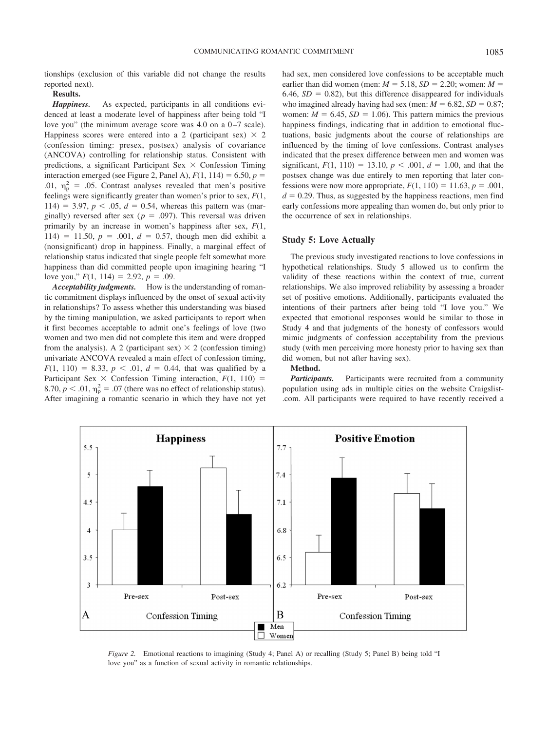tionships (exclusion of this variable did not change the results reported next).

**Results.**

***Happiness.*** As expected, participants in all conditions evidenced at least a moderate level of happiness after being told "I love you" (the minimum average score was 4.0 on a 0–7 scale). Happiness scores were entered into a 2 (participant sex) × 2 (confession timing: presex, postsex) analysis of covariance (ANCOVA) controlling for relationship status. Consistent with predictions, a significant Participant Sex × Confession Timing interaction emerged (see Figure 2, Panel A), $F(1, 114) = 6.50$, $p = .01$, $\eta_p^2 = .05$. Contrast analyses revealed that men's positive feelings were significantly greater than women's prior to sex, $F(1, 114) = 3.97$, $p < .05$, $d = 0.54$, whereas this pattern was (marginally) reversed after sex ($p = .097$). This reversal was driven primarily by an increase in women's happiness after sex, $F(1, 114) = 11.50$, $p = .001$, $d = 0.57$, though men did exhibit a (nonsignificant) drop in happiness. Finally, a marginal effect of relationship status indicated that single people felt somewhat more happiness than did committed people upon imagining hearing "I love you," $F(1, 114) = 2.92$, $p = .09$.

***Acceptability judgments.*** How is the understanding of romantic commitment displays influenced by the onset of sexual activity in relationships? To assess whether this understanding was biased by the timing manipulation, we asked participants to report when it first becomes acceptable to admit one's feelings of love (two women and two men did not complete this item and were dropped from the analysis). A 2 (participant sex) × 2 (confession timing) univariate ANCOVA revealed a main effect of confession timing, $F(1, 110) = 8.33$, $p < .01$, $d = 0.44$, that was qualified by a Participant Sex × Confession Timing interaction, $F(1, 110) = 8.70$, $p < .01$, $\eta_p^2 = .07$ (there was no effect of relationship status). After imagining a romantic scenario in which they have not yet had sex, men considered love confessions to be acceptable much earlier than did women (men: $M = 5.18$, $SD = 2.20$; women: $M = 6.46$, $SD = 0.82$), but this difference disappeared for individuals who imagined already having had sex (men: $M = 6.82$, $SD = 0.87$; women: $M = 6.45$, $SD = 1.06$). This pattern mimics the previous happiness findings, indicating that in addition to emotional fluctuations, basic judgments about the course of relationships are influenced by the timing of love confessions. Contrast analyses indicated that the presex difference between men and women was significant, $F(1, 110) = 13.10$, $p < .001$, $d = 1.00$, and that the postsex change was due entirely to men reporting that later confessions were now more appropriate, $F(1, 110) = 11.63$, $p = .001$, $d = 0.29$. Thus, as suggested by the happiness reactions, men find early confessions more appealing than women do, but only prior to the occurrence of sex in relationships.

### Study 5: Love Actually

The previous study investigated reactions to love confessions in hypothetical relationships. Study 5 allowed us to confirm the validity of these reactions within the context of true, current relationships. We also improved reliability by assessing a broader set of positive emotions. Additionally, participants evaluated the intentions of their partners after being told "I love you." We expected that emotional responses would be similar to those in Study 4 and that judgments of the honesty of confessors would mimic judgments of confession acceptability from the previous study (with men perceiving more honesty prior to having sex than did women, but not after having sex).

**Method.**

***Participants.*** Participants were recruited from a community population using ads in multiple cities on the website Craigslist.com. All participants were required to have recently received a

*Figure 2.* Emotional reactions to imagining (Study 4; Panel A) or recalling (Study 5; Panel B) being told "I love you" as a function of sexual activity in romantic relationships.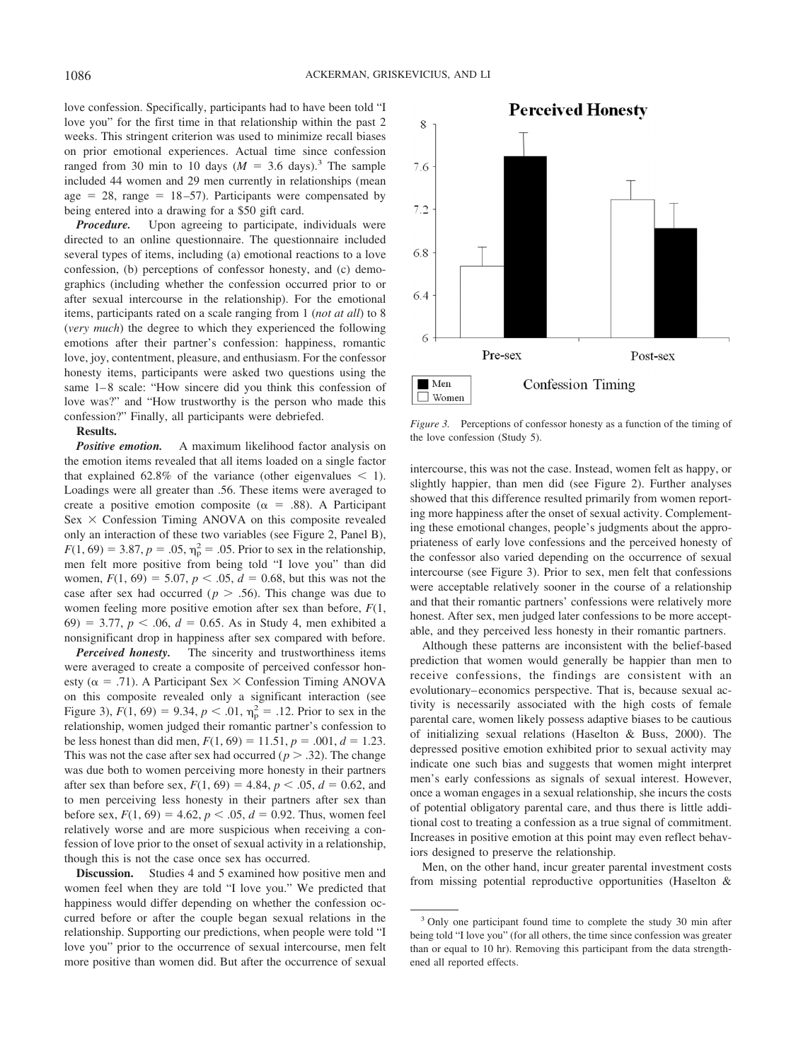love confession. Specifically, participants had to have been told "I love you" for the first time in that relationship within the past 2 weeks. This stringent criterion was used to minimize recall biases on prior emotional experiences. Actual time since confession ranged from 30 min to 10 days ($M$ = 3.6 days).[3] The sample included 44 women and 29 men currently in relationships (mean age = 28, range = 18–57). Participants were compensated by being entered into a drawing for a $50 gift card.

***Procedure.*** Upon agreeing to participate, individuals were directed to an online questionnaire. The questionnaire included several types of items, including (a) emotional reactions to a love confession, (b) perceptions of confessor honesty, and (c) demographics (including whether the confession occurred prior to or after sexual intercourse in the relationship). For the emotional items, participants rated on a scale ranging from 1 (*not at all*) to 8 (*very much*) the degree to which they experienced the following emotions after their partner's confession: happiness, romantic love, joy, contentment, pleasure, and enthusiasm. For the confessor honesty items, participants were asked two questions using the same 1–8 scale: "How sincere did you think this confession of love was?" and "How trustworthy is the person who made this confession?" Finally, all participants were debriefed.

**Results.**

***Positive emotion.*** A maximum likelihood factor analysis on the emotion items revealed that all items loaded on a single factor that explained 62.8% of the variance (other eigenvalues < 1). Loadings were all greater than .56. These items were averaged to create a positive emotion composite ($\alpha$ = .88). A Participant Sex × Confession Timing ANOVA on this composite revealed only an interaction of these two variables (see Figure 2, Panel B), $F(1, 69) = 3.87$, $p = .05$, $\eta_p^2 = .05$. Prior to sex in the relationship, men felt more positive from being told "I love you" than did women, $F(1, 69) = 5.07$, $p < .05$, $d = 0.68$, but this was not the case after sex had occurred ($p > .56$). This change was due to women feeling more positive emotion after sex than before, $F(1, 69) = 3.77$, $p < .06$, $d = 0.65$. As in Study 4, men exhibited a nonsignificant drop in happiness after sex compared with before.

***Perceived honesty.*** The sincerity and trustworthiness items were averaged to create a composite of perceived confessor honesty ($\alpha$ = .71). A Participant Sex × Confession Timing ANOVA on this composite revealed only a significant interaction (see Figure 3), $F(1, 69) = 9.34$, $p < .01$, $\eta_p^2 = .12$. Prior to sex in the relationship, women judged their romantic partner's confession to be less honest than did men, $F(1, 69) = 11.51$, $p = .001$, $d = 1.23$. This was not the case after sex had occurred ($p > .32$). The change was due both to women perceiving more honesty in their partners after sex than before sex, $F(1, 69) = 4.84$, $p < .05$, $d = 0.62$, and to men perceiving less honesty in their partners after sex than before sex, $F(1, 69) = 4.62$, $p < .05$, $d = 0.92$. Thus, women feel relatively worse and are more suspicious when receiving a confession of love prior to the onset of sexual activity in a relationship, though this is not the case once sex has occurred.

**Discussion.** Studies 4 and 5 examined how positive men and women feel when they are told "I love you." We predicted that happiness would differ depending on whether the confession occurred before or after the couple began sexual relations in the relationship. Supporting our predictions, when people were told "I love you" prior to the occurrence of sexual intercourse, men felt more positive than women did. But after the occurrence of sexual intercourse, this was not the case. Instead, women felt as happy, or slightly happier, than men did (see Figure 2). Further analyses showed that this difference resulted primarily from women reporting more happiness after the onset of sexual activity. Complementing these emotional changes, people's judgments about the appropriateness of early love confessions and the perceived honesty of the confessor also varied depending on the occurrence of sexual intercourse (see Figure 3). Prior to sex, men felt that confessions were acceptable relatively sooner in the course of a relationship and that their romantic partners' confessions were relatively more honest. After sex, men judged later confessions to be more acceptable, and they perceived less honesty in their romantic partners.

*Figure 3.* Perceptions of confessor honesty as a function of the timing of the love confession (Study 5).

Although these patterns are inconsistent with the belief-based prediction that women would generally be happier than men to receive confessions, the findings are consistent with an evolutionary–economics perspective. That is, because sexual activity is necessarily associated with the high costs of female parental care, women likely possess adaptive biases to be cautious of initializing sexual relations (Haselton & Buss, 2000). The depressed positive emotion exhibited prior to sexual activity may indicate one such bias and suggests that women might interpret men's early confessions as signals of sexual interest. However, once a woman engages in a sexual relationship, she incurs the costs of potential obligatory parental care, and thus there is little additional cost to treating a confession as a true signal of commitment. Increases in positive emotion at this point may even reflect behaviors designed to preserve the relationship.

Men, on the other hand, incur greater parental investment costs from missing potential reproductive opportunities (Haselton &

[3] Only one participant found time to complete the study 30 min after being told "I love you" (for all others, the time since confession was greater than or equal to 10 hr). Removing this participant from the data strengthened all reported effects.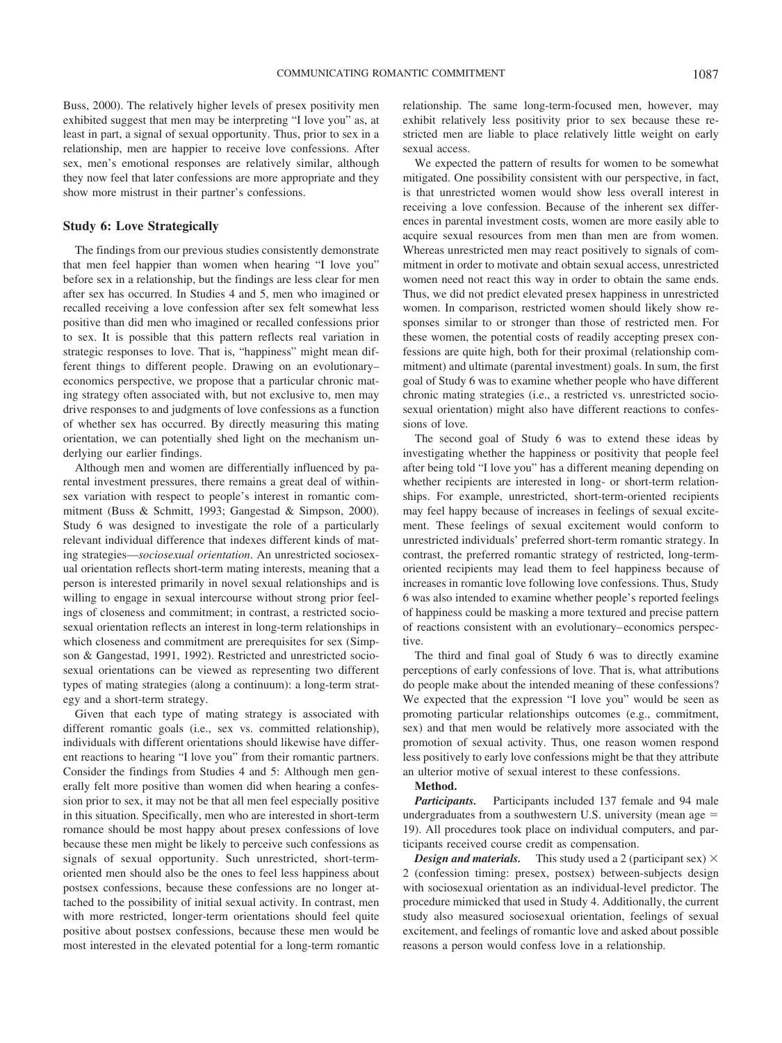Buss, 2000). The relatively higher levels of presex positivity men exhibited suggest that men may be interpreting "I love you" as, at least in part, a signal of sexual opportunity. Thus, prior to sex in a relationship, men are happier to receive love confessions. After sex, men's emotional responses are relatively similar, although they now feel that later confessions are more appropriate and they show more mistrust in their partner's confessions.

## Study 6: Love Strategically

The findings from our previous studies consistently demonstrate that men feel happier than women when hearing "I love you" before sex in a relationship, but the findings are less clear for men after sex has occurred. In Studies 4 and 5, men who imagined or recalled receiving a love confession after sex felt somewhat less positive than did men who imagined or recalled confessions prior to sex. It is possible that this pattern reflects real variation in strategic responses to love. That is, "happiness" might mean different things to different people. Drawing on an evolutionary–economics perspective, we propose that a particular chronic mating strategy often associated with, but not exclusive to, men may drive responses to and judgments of love confessions as a function of whether sex has occurred. By directly measuring this mating orientation, we can potentially shed light on the mechanism underlying our earlier findings.

Although men and women are differentially influenced by parental investment pressures, there remains a great deal of within-sex variation with respect to people's interest in romantic commitment (Buss & Schmitt, 1993; Gangestad & Simpson, 2000). Study 6 was designed to investigate the role of a particularly relevant individual difference that indexes different kinds of mating strategies—*sociosexual orientation*. An unrestricted sociosexual orientation reflects short-term mating interests, meaning that a person is interested primarily in novel sexual relationships and is willing to engage in sexual intercourse without strong prior feelings of closeness and commitment; in contrast, a restricted sociosexual orientation reflects an interest in long-term relationships in which closeness and commitment are prerequisites for sex (Simpson & Gangestad, 1991, 1992). Restricted and unrestricted sociosexual orientations can be viewed as representing two different types of mating strategies (along a continuum): a long-term strategy and a short-term strategy.

Given that each type of mating strategy is associated with different romantic goals (i.e., sex vs. committed relationship), individuals with different orientations should likewise have different reactions to hearing "I love you" from their romantic partners. Consider the findings from Studies 4 and 5: Although men generally felt more positive than women did when hearing a confession prior to sex, it may not be that all men feel especially positive in this situation. Specifically, men who are interested in short-term romance should be most happy about presex confessions of love because these men might be likely to perceive such confessions as signals of sexual opportunity. Such unrestricted, short-term-oriented men should also be the ones to feel less happiness about postsex confessions, because these confessions are no longer attached to the possibility of initial sexual activity. In contrast, men with more restricted, longer-term orientations should feel quite positive about postsex confessions, because these men would be most interested in the elevated potential for a long-term romantic relationship. The same long-term-focused men, however, may exhibit relatively less positivity prior to sex because these restricted men are liable to place relatively little weight on early sexual access.

We expected the pattern of results for women to be somewhat mitigated. One possibility consistent with our perspective, in fact, is that unrestricted women would show less overall interest in receiving a love confession. Because of the inherent sex differences in parental investment costs, women are more easily able to acquire sexual resources from men than men are from women. Whereas unrestricted men may react positively to signals of commitment in order to motivate and obtain sexual access, unrestricted women need not react this way in order to obtain the same ends. Thus, we did not predict elevated presex happiness in unrestricted women. In comparison, restricted women should likely show responses similar to or stronger than those of restricted men. For these women, the potential costs of readily accepting presex confessions are quite high, both for their proximal (relationship commitment) and ultimate (parental investment) goals. In sum, the first goal of Study 6 was to examine whether people who have different chronic mating strategies (i.e., a restricted vs. unrestricted sociosexual orientation) might also have different reactions to confessions of love.

The second goal of Study 6 was to extend these ideas by investigating whether the happiness or positivity that people feel after being told "I love you" has a different meaning depending on whether recipients are interested in long- or short-term relationships. For example, unrestricted, short-term-oriented recipients may feel happy because of increases in feelings of sexual excitement. These feelings of sexual excitement would conform to unrestricted individuals' preferred short-term romantic strategy. In contrast, the preferred romantic strategy of restricted, long-term-oriented recipients may lead them to feel happiness because of increases in romantic love following love confessions. Thus, Study 6 was also intended to examine whether people's reported feelings of happiness could be masking a more textured and precise pattern of reactions consistent with an evolutionary–economics perspective.

The third and final goal of Study 6 was to directly examine perceptions of early confessions of love. That is, what attributions do people make about the intended meaning of these confessions? We expected that the expression "I love you" would be seen as promoting particular relationships outcomes (e.g., commitment, sex) and that men would be relatively more associated with the promotion of sexual activity. Thus, one reason women respond less positively to early love confessions might be that they attribute an ulterior motive of sexual interest to these confessions.

**Method.**

***Participants.*** Participants included 137 female and 94 male undergraduates from a southwestern U.S. university (mean age = 19). All procedures took place on individual computers, and participants received course credit as compensation.

***Design and materials.*** This study used a 2 (participant sex) × 2 (confession timing: presex, postsex) between-subjects design with sociosexual orientation as an individual-level predictor. The procedure mimicked that used in Study 4. Additionally, the current study also measured sociosexual orientation, feelings of sexual excitement, and feelings of romantic love and asked about possible reasons a person would confess love in a relationship.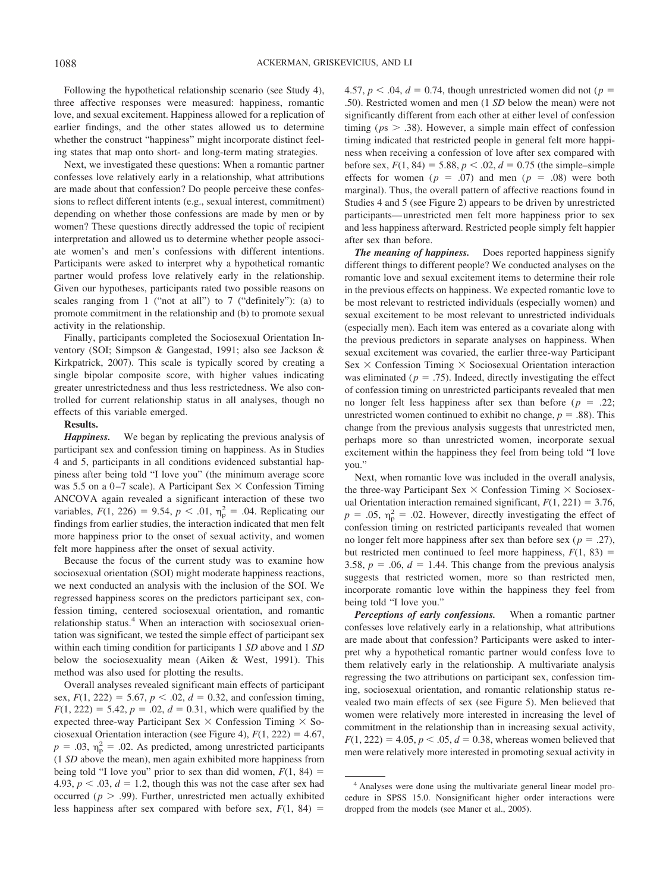Following the hypothetical relationship scenario (see Study 4), three affective responses were measured: happiness, romantic love, and sexual excitement. Happiness allowed for a replication of earlier findings, and the other states allowed us to determine whether the construct "happiness" might incorporate distinct feeling states that map onto short- and long-term mating strategies.

Next, we investigated these questions: When a romantic partner confesses love relatively early in a relationship, what attributions are made about that confession? Do people perceive these confessions to reflect different intents (e.g., sexual interest, commitment) depending on whether those confessions are made by men or by women? These questions directly addressed the topic of recipient interpretation and allowed us to determine whether people associate women's and men's confessions with different intentions. Participants were asked to interpret why a hypothetical romantic partner would profess love relatively early in the relationship. Given our hypotheses, participants rated two possible reasons on scales ranging from 1 ("not at all") to 7 ("definitely"): (a) to promote commitment in the relationship and (b) to promote sexual activity in the relationship.

Finally, participants completed the Sociosexual Orientation Inventory (SOI; Simpson & Gangestad, 1991; also see Jackson & Kirkpatrick, 2007). This scale is typically scored by creating a single bipolar composite score, with higher values indicating greater unrestrictedness and thus less restrictedness. We also controlled for current relationship status in all analyses, though no effects of this variable emerged.

**Results.**

***Happiness.*** We began by replicating the previous analysis of participant sex and confession timing on happiness. As in Studies 4 and 5, participants in all conditions evidenced substantial happiness after being told "I love you" (the minimum average score was 5.5 on a 0–7 scale). A Participant Sex × Confession Timing ANCOVA again revealed a significant interaction of these two variables, $F(1, 226) = 9.54$, $p < .01$, $\eta_p^2 = .04$. Replicating our findings from earlier studies, the interaction indicated that men felt more happiness prior to the onset of sexual activity, and women felt more happiness after the onset of sexual activity.

Because the focus of the current study was to examine how sociosexual orientation (SOI) might moderate happiness reactions, we next conducted an analysis with the inclusion of the SOI. We regressed happiness scores on the predictors participant sex, confession timing, centered sociosexual orientation, and romantic relationship status.[4] When an interaction with sociosexual orientation was significant, we tested the simple effect of participant sex within each timing condition for participants 1 *SD* above and 1 *SD* below the sociosexuality mean (Aiken & West, 1991). This method was also used for plotting the results.

Overall analyses revealed significant main effects of participant sex, $F(1, 222) = 5.67$, $p < .02$, $d = 0.32$, and confession timing, $F(1, 222) = 5.42$, $p = .02$, $d = 0.31$, which were qualified by the expected three-way Participant Sex × Confession Timing × Sociosexual Orientation interaction (see Figure 4), $F(1, 222) = 4.67$, $p = .03$, $\eta_p^2 = .02$. As predicted, among unrestricted participants (1 *SD* above the mean), men again exhibited more happiness from being told "I love you" prior to sex than did women, $F(1, 84) = 4.93$, $p < .03$, $d = 1.2$, though this was not the case after sex had occurred ($p > .99$). Further, unrestricted men actually exhibited less happiness after sex compared with before sex, $F(1, 84) = 4.57$, $p < .04$, $d = 0.74$, though unrestricted women did not ($p = .50$). Restricted women and men (1 *SD* below the mean) were not significantly different from each other at either level of confession timing ($p$s $> .38$). However, a simple main effect of confession timing indicated that restricted people in general felt more happiness when receiving a confession of love after sex compared with before sex, $F(1, 84) = 5.88$, $p < .02$, $d = 0.75$ (the simple–simple effects for women ($p = .07$) and men ($p = .08$) were both marginal). Thus, the overall pattern of affective reactions found in Studies 4 and 5 (see Figure 2) appears to be driven by unrestricted participants—unrestricted men felt more happiness prior to sex and less happiness afterward. Restricted people simply felt happier after sex than before.

***The meaning of happiness.*** Does reported happiness signify different things to different people? We conducted analyses on the romantic love and sexual excitement items to determine their role in the previous effects on happiness. We expected romantic love to be most relevant to restricted individuals (especially women) and sexual excitement to be most relevant to unrestricted individuals (especially men). Each item was entered as a covariate along with the previous predictors in separate analyses on happiness. When sexual excitement was covaried, the earlier three-way Participant Sex × Confession Timing × Sociosexual Orientation interaction was eliminated ($p = .75$). Indeed, directly investigating the effect of confession timing on unrestricted participants revealed that men no longer felt less happiness after sex than before ($p = .22$; unrestricted women continued to exhibit no change, $p = .88$). This change from the previous analysis suggests that unrestricted men, perhaps more so than unrestricted women, incorporate sexual excitement within the happiness they feel from being told "I love you."

Next, when romantic love was included in the overall analysis, the three-way Participant Sex × Confession Timing × Sociosexual Orientation interaction remained significant, $F(1, 221) = 3.76$, $p = .05$, $\eta_p^2 = .02$. However, directly investigating the effect of confession timing on restricted participants revealed that women no longer felt more happiness after sex than before sex ($p = .27$), but restricted men continued to feel more happiness, $F(1, 83) = 3.58$, $p = .06$, $d = 1.44$. This change from the previous analysis suggests that restricted women, more so than restricted men, incorporate romantic love within the happiness they feel from being told "I love you."

***Perceptions of early confessions.*** When a romantic partner confesses love relatively early in a relationship, what attributions are made about that confession? Participants were asked to interpret why a hypothetical romantic partner would confess love to them relatively early in the relationship. A multivariate analysis regressing the two attributions on participant sex, confession timing, sociosexual orientation, and romantic relationship status revealed two main effects of sex (see Figure 5). Men believed that women were relatively more interested in increasing the level of commitment in the relationship than in increasing sexual activity, $F(1, 222) = 4.05$, $p < .05$, $d = 0.38$, whereas women believed that men were relatively more interested in promoting sexual activity in

[4] Analyses were done using the multivariate general linear model procedure in SPSS 15.0. Nonsignificant higher order interactions were dropped from the models (see Maner et al., 2005).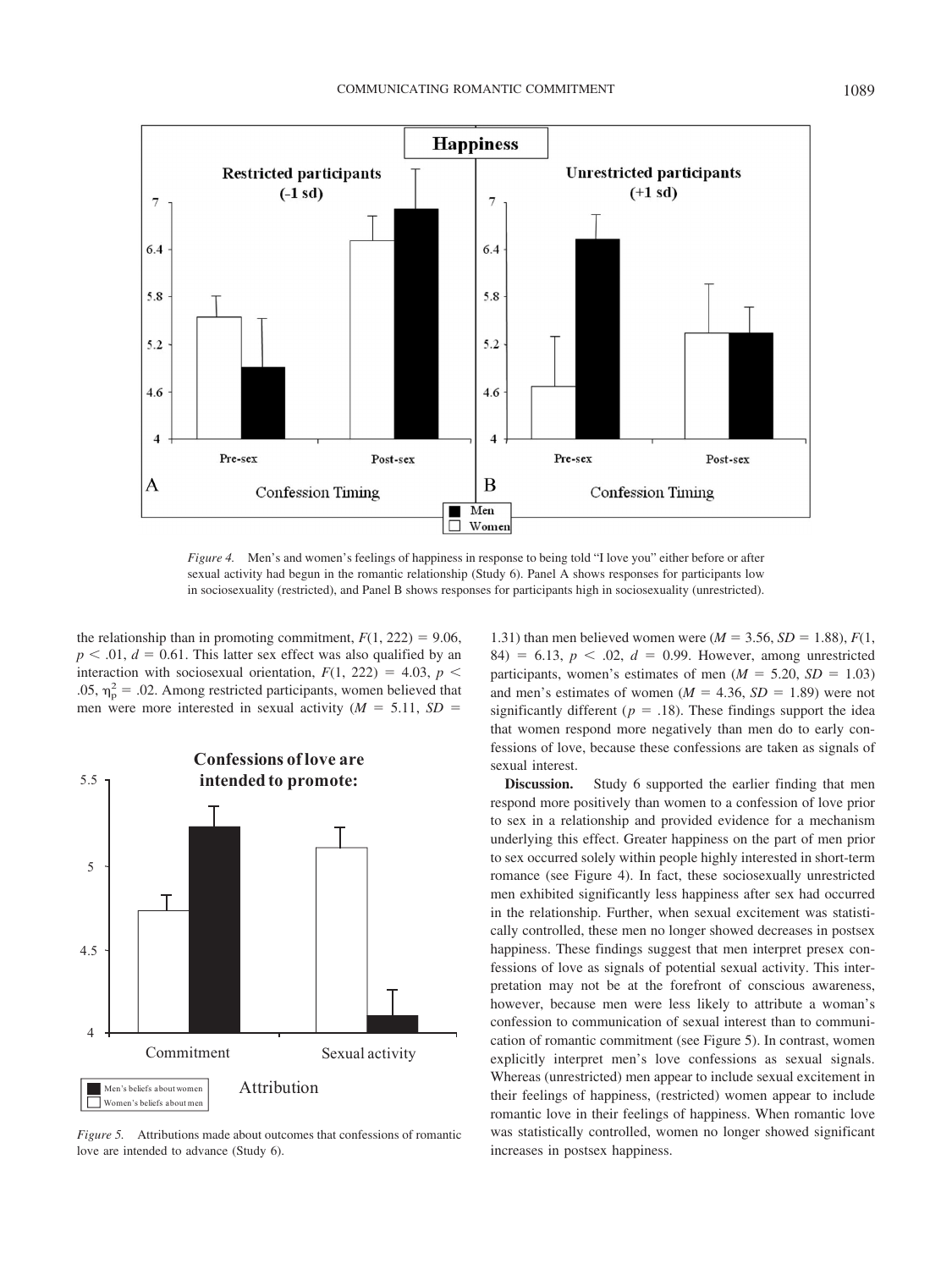Figure 4. Men's and women's feelings of happiness in response to being told "I love you" either before or after sexual activity had begun in the romantic relationship (Study 6). Panel A shows responses for participants low in sociosexuality (restricted), and Panel B shows responses for participants high in sociosexuality (unrestricted).

the relationship than in promoting commitment, $F(1, 222) = 9.06$, $p < .01$, $d = 0.61$. This latter sex effect was also qualified by an interaction with sociosexual orientation, $F(1, 222) = 4.03$, $p < .05$, $\eta_p^2 = .02$. Among restricted participants, women believed that men were more interested in sexual activity ($M = 5.11$, $SD = 1.31$) than men believed women were ($M = 3.56$, $SD = 1.88$), $F(1, 84) = 6.13$, $p < .02$, $d = 0.99$. However, among unrestricted participants, women's estimates of men ($M = 5.20$, $SD = 1.03$) and men's estimates of women ($M = 4.36$, $SD = 1.89$) were not significantly different ($p = .18$). These findings support the idea that women respond more negatively than men do to early confessions of love, because these confessions are taken as signals of sexual interest.

Figure 5. Attributions made about outcomes that confessions of romantic love are intended to advance (Study 6).

**Discussion.** Study 6 supported the earlier finding that men respond more positively than women to a confession of love prior to sex in a relationship and provided evidence for a mechanism underlying this effect. Greater happiness on the part of men prior to sex occurred solely within people highly interested in short-term romance (see Figure 4). In fact, these sociosexually unrestricted men exhibited significantly less happiness after sex had occurred in the relationship. Further, when sexual excitement was statistically controlled, these men no longer showed decreases in postsex happiness. These findings suggest that men interpret presex confessions of love as signals of potential sexual activity. This interpretation may not be at the forefront of conscious awareness, however, because men were less likely to attribute a woman's confession to communication of sexual interest than to communication of romantic commitment (see Figure 5). In contrast, women explicitly interpret men's love confessions as sexual signals. Whereas (unrestricted) men appear to include sexual excitement in their feelings of happiness, (restricted) women appear to include romantic love in their feelings of happiness. When romantic love was statistically controlled, women no longer showed significant increases in postsex happiness.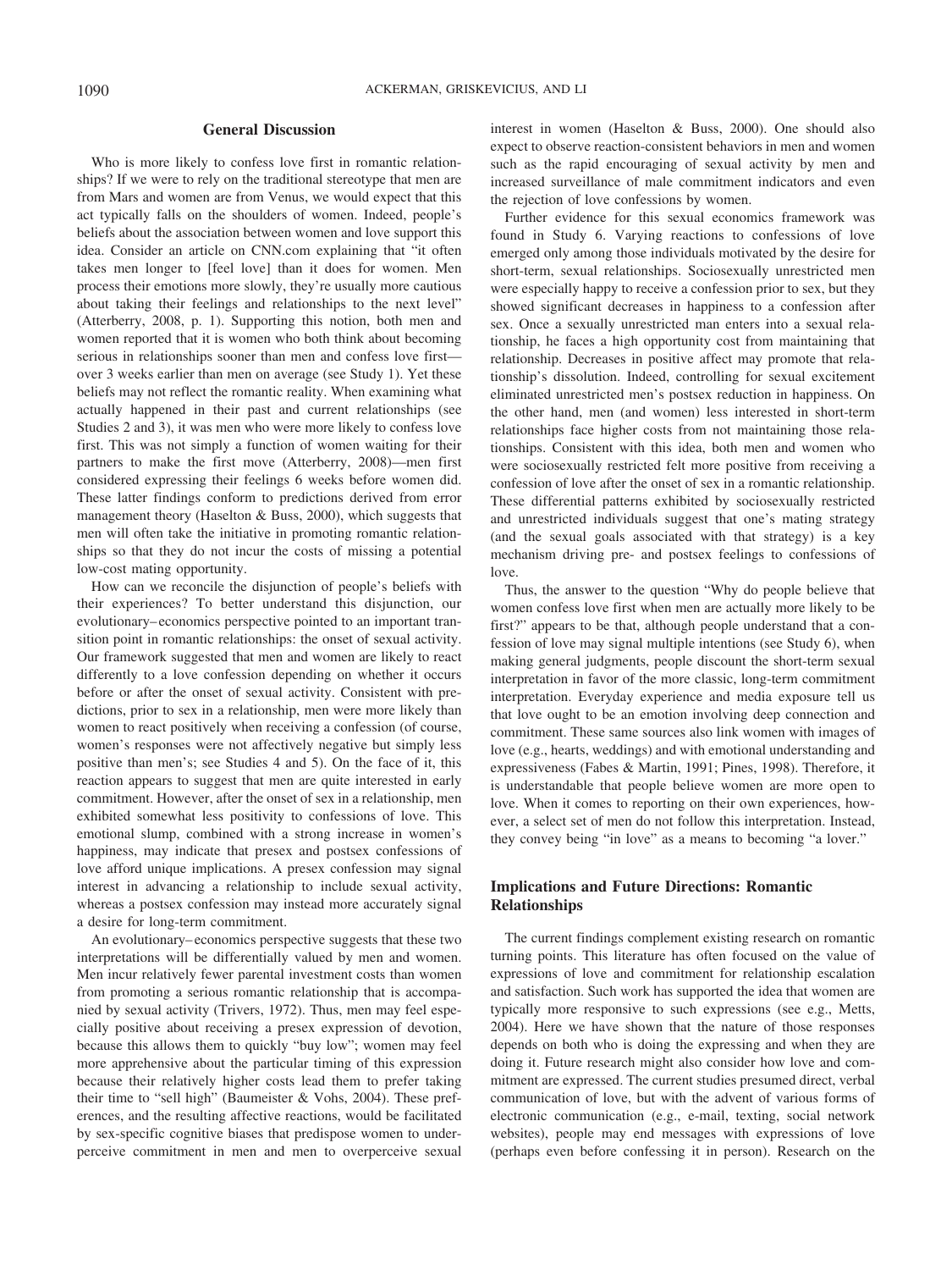## General Discussion

Who is more likely to confess love first in romantic relationships? If we were to rely on the traditional stereotype that men are from Mars and women are from Venus, we would expect that this act typically falls on the shoulders of women. Indeed, people's beliefs about the association between women and love support this idea. Consider an article on CNN.com explaining that "it often takes men longer to [feel love] than it does for women. Men process their emotions more slowly, they're usually more cautious about taking their feelings and relationships to the next level" (Atterberry, 2008, p. 1). Supporting this notion, both men and women reported that it is women who both think about becoming serious in relationships sooner than men and confess love first—over 3 weeks earlier than men on average (see Study 1). Yet these beliefs may not reflect the romantic reality. When examining what actually happened in their past and current relationships (see Studies 2 and 3), it was men who were more likely to confess love first. This was not simply a function of women waiting for their partners to make the first move (Atterberry, 2008)—men first considered expressing their feelings 6 weeks before women did. These latter findings conform to predictions derived from error management theory (Haselton & Buss, 2000), which suggests that men will often take the initiative in promoting romantic relationships so that they do not incur the costs of missing a potential low-cost mating opportunity.

How can we reconcile the disjunction of people's beliefs with their experiences? To better understand this disjunction, our evolutionary–economics perspective pointed to an important transition point in romantic relationships: the onset of sexual activity. Our framework suggested that men and women are likely to react differently to a love confession depending on whether it occurs before or after the onset of sexual activity. Consistent with predictions, prior to sex in a relationship, men were more likely than women to react positively when receiving a confession (of course, women's responses were not affectively negative but simply less positive than men's; see Studies 4 and 5). On the face of it, this reaction appears to suggest that men are quite interested in early commitment. However, after the onset of sex in a relationship, men exhibited somewhat less positivity to confessions of love. This emotional slump, combined with a strong increase in women's happiness, may indicate that presex and postsex confessions of love afford unique implications. A presex confession may signal interest in advancing a relationship to include sexual activity, whereas a postsex confession may instead more accurately signal a desire for long-term commitment.

An evolutionary–economics perspective suggests that these two interpretations will be differentially valued by men and women. Men incur relatively fewer parental investment costs than women from promoting a serious romantic relationship that is accompanied by sexual activity (Trivers, 1972). Thus, men may feel especially positive about receiving a presex expression of devotion, because this allows them to quickly "buy low"; women may feel more apprehensive about the particular timing of this expression because their relatively higher costs lead them to prefer taking their time to "sell high" (Baumeister & Vohs, 2004). These preferences, and the resulting affective reactions, would be facilitated by sex-specific cognitive biases that predispose women to underperceive commitment in men and men to overperceive sexual interest in women (Haselton & Buss, 2000). One should also expect to observe reaction-consistent behaviors in men and women such as the rapid encouraging of sexual activity by men and increased surveillance of male commitment indicators and even the rejection of love confessions by women.

Further evidence for this sexual economics framework was found in Study 6. Varying reactions to confessions of love emerged only among those individuals motivated by the desire for short-term, sexual relationships. Sociosexually unrestricted men were especially happy to receive a confession prior to sex, but they showed significant decreases in happiness to a confession after sex. Once a sexually unrestricted man enters into a sexual relationship, he faces a high opportunity cost from maintaining that relationship. Decreases in positive affect may promote that relationship's dissolution. Indeed, controlling for sexual excitement eliminated unrestricted men's postsex reduction in happiness. On the other hand, men (and women) less interested in short-term relationships face higher costs from not maintaining those relationships. Consistent with this idea, both men and women who were sociosexually restricted felt more positive from receiving a confession of love after the onset of sex in a romantic relationship. These differential patterns exhibited by sociosexually restricted and unrestricted individuals suggest that one's mating strategy (and the sexual goals associated with that strategy) is a key mechanism driving pre- and postsex feelings to confessions of love.

Thus, the answer to the question "Why do people believe that women confess love first when men are actually more likely to be first?" appears to be that, although people understand that a confession of love may signal multiple intentions (see Study 6), when making general judgments, people discount the short-term sexual interpretation in favor of the more classic, long-term commitment interpretation. Everyday experience and media exposure tell us that love ought to be an emotion involving deep connection and commitment. These same sources also link women with images of love (e.g., hearts, weddings) and with emotional understanding and expressiveness (Fabes & Martin, 1991; Pines, 1998). Therefore, it is understandable that people believe women are more open to love. When it comes to reporting on their own experiences, however, a select set of men do not follow this interpretation. Instead, they convey being "in love" as a means to becoming "a lover."

### Implications and Future Directions: Romantic Relationships

The current findings complement existing research on romantic turning points. This literature has often focused on the value of expressions of love and commitment for relationship escalation and satisfaction. Such work has supported the idea that women are typically more responsive to such expressions (see e.g., Metts, 2004). Here we have shown that the nature of those responses depends on both who is doing the expressing and when they are doing it. Future research might also consider how love and commitment are expressed. The current studies presumed direct, verbal communication of love, but with the advent of various forms of electronic communication (e.g., e-mail, texting, social network websites), people may end messages with expressions of love (perhaps even before confessing it in person). Research on the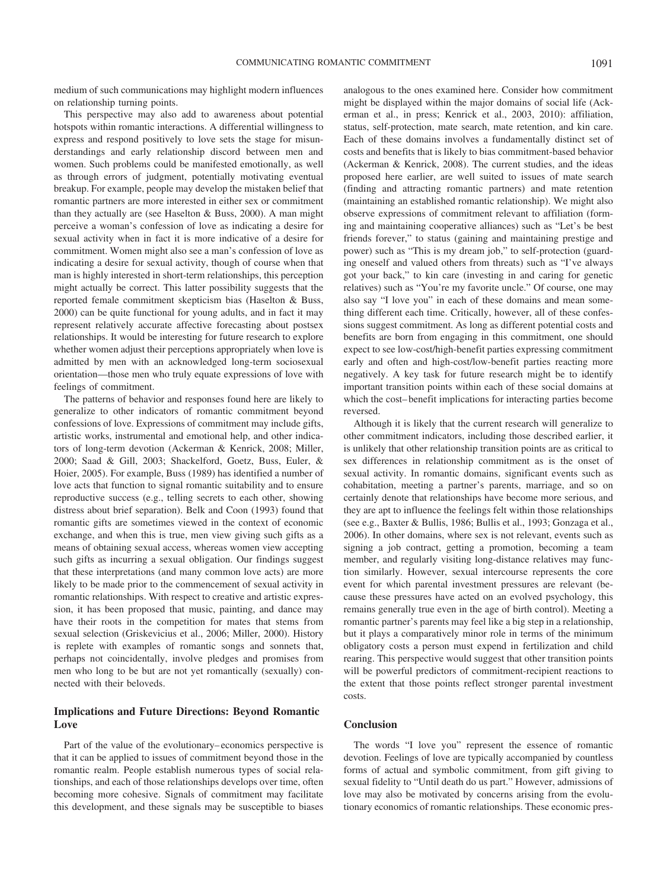medium of such communications may highlight modern influences on relationship turning points.

This perspective may also add to awareness about potential hotspots within romantic interactions. A differential willingness to express and respond positively to love sets the stage for misunderstandings and early relationship discord between men and women. Such problems could be manifested emotionally, as well as through errors of judgment, potentially motivating eventual breakup. For example, people may develop the mistaken belief that romantic partners are more interested in either sex or commitment than they actually are (see Haselton & Buss, 2000). A man might perceive a woman's confession of love as indicating a desire for sexual activity when in fact it is more indicative of a desire for commitment. Women might also see a man's confession of love as indicating a desire for sexual activity, though of course when that man is highly interested in short-term relationships, this perception might actually be correct. This latter possibility suggests that the reported female commitment skepticism bias (Haselton & Buss, 2000) can be quite functional for young adults, and in fact it may represent relatively accurate affective forecasting about postsex relationships. It would be interesting for future research to explore whether women adjust their perceptions appropriately when love is admitted by men with an acknowledged long-term sociosexual orientation—those men who truly equate expressions of love with feelings of commitment.

The patterns of behavior and responses found here are likely to generalize to other indicators of romantic commitment beyond confessions of love. Expressions of commitment may include gifts, artistic works, instrumental and emotional help, and other indicators of long-term devotion (Ackerman & Kenrick, 2008; Miller, 2000; Saad & Gill, 2003; Shackelford, Goetz, Buss, Euler, & Hoier, 2005). For example, Buss (1989) has identified a number of love acts that function to signal romantic suitability and to ensure reproductive success (e.g., telling secrets to each other, showing distress about brief separation). Belk and Coon (1993) found that romantic gifts are sometimes viewed in the context of economic exchange, and when this is true, men view giving such gifts as a means of obtaining sexual access, whereas women view accepting such gifts as incurring a sexual obligation. Our findings suggest that these interpretations (and many common love acts) are more likely to be made prior to the commencement of sexual activity in romantic relationships. With respect to creative and artistic expression, it has been proposed that music, painting, and dance may have their roots in the competition for mates that stems from sexual selection (Griskevicius et al., 2006; Miller, 2000). History is replete with examples of romantic songs and sonnets that, perhaps not coincidentally, involve pledges and promises from men who long to be but are not yet romantically (sexually) connected with their beloveds.

## Implications and Future Directions: Beyond Romantic Love

Part of the value of the evolutionary–economics perspective is that it can be applied to issues of commitment beyond those in the romantic realm. People establish numerous types of social relationships, and each of those relationships develops over time, often becoming more cohesive. Signals of commitment may facilitate this development, and these signals may be susceptible to biases analogous to the ones examined here. Consider how commitment might be displayed within the major domains of social life (Ackerman et al., in press; Kenrick et al., 2003, 2010): affiliation, status, self-protection, mate search, mate retention, and kin care. Each of these domains involves a fundamentally distinct set of costs and benefits that is likely to bias commitment-based behavior (Ackerman & Kenrick, 2008). The current studies, and the ideas proposed here earlier, are well suited to issues of mate search (finding and attracting romantic partners) and mate retention (maintaining an established romantic relationship). We might also observe expressions of commitment relevant to affiliation (forming and maintaining cooperative alliances) such as "Let's be best friends forever," to status (gaining and maintaining prestige and power) such as "This is my dream job," to self-protection (guarding oneself and valued others from threats) such as "I've always got your back," to kin care (investing in and caring for genetic relatives) such as "You're my favorite uncle." Of course, one may also say "I love you" in each of these domains and mean something different each time. Critically, however, all of these confessions suggest commitment. As long as different potential costs and benefits are born from engaging in this commitment, one should expect to see low-cost/high-benefit parties expressing commitment early and often and high-cost/low-benefit parties reacting more negatively. A key task for future research might be to identify important transition points within each of these social domains at which the cost–benefit implications for interacting parties become reversed.

Although it is likely that the current research will generalize to other commitment indicators, including those described earlier, it is unlikely that other relationship transition points are as critical to sex differences in relationship commitment as is the onset of sexual activity. In romantic domains, significant events such as cohabitation, meeting a partner's parents, marriage, and so on certainly denote that relationships have become more serious, and they are apt to influence the feelings felt within those relationships (see e.g., Baxter & Bullis, 1986; Bullis et al., 1993; Gonzaga et al., 2006). In other domains, where sex is not relevant, events such as signing a job contract, getting a promotion, becoming a team member, and regularly visiting long-distance relatives may function similarly. However, sexual intercourse represents the core event for which parental investment pressures are relevant (because these pressures have acted on an evolved psychology, this remains generally true even in the age of birth control). Meeting a romantic partner's parents may feel like a big step in a relationship, but it plays a comparatively minor role in terms of the minimum obligatory costs a person must expend in fertilization and child rearing. This perspective would suggest that other transition points will be powerful predictors of commitment-recipient reactions to the extent that those points reflect stronger parental investment costs.

## Conclusion

The words "I love you" represent the essence of romantic devotion. Feelings of love are typically accompanied by countless forms of actual and symbolic commitment, from gift giving to sexual fidelity to "Until death do us part." However, admissions of love may also be motivated by concerns arising from the evolutionary economics of romantic relationships. These economic pres-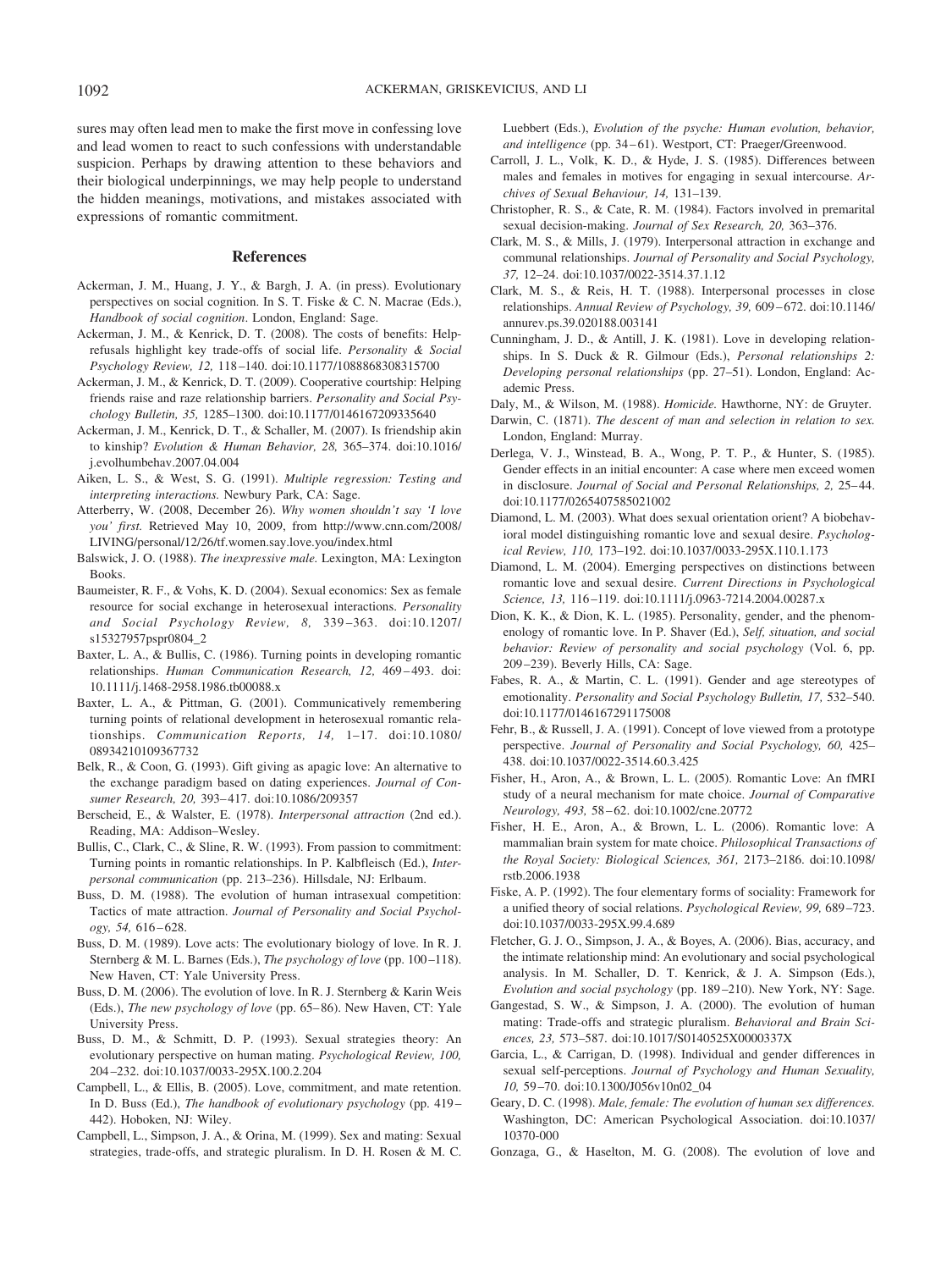sures may often lead men to make the first move in confessing love and lead women to react to such confessions with understandable suspicion. Perhaps by drawing attention to these behaviors and their biological underpinnings, we may help people to understand the hidden meanings, motivations, and mistakes associated with expressions of romantic commitment.

## References

Ackerman, J. M., Huang, J. Y., & Bargh, J. A. (in press). Evolutionary perspectives on social cognition. In S. T. Fiske & C. N. Macrae (Eds.), *Handbook of social cognition*. London, England: Sage.

Ackerman, J. M., & Kenrick, D. T. (2008). The costs of benefits: Help-refusals highlight key trade-offs of social life. *Personality & Social Psychology Review, 12,* 118–140. doi:10.1177/1088868308315700

Ackerman, J. M., & Kenrick, D. T. (2009). Cooperative courtship: Helping friends raise and raze relationship barriers. *Personality and Social Psychology Bulletin, 35,* 1285–1300. doi:10.1177/0146167209335640

Ackerman, J. M., Kenrick, D. T., & Schaller, M. (2007). Is friendship akin to kinship? *Evolution & Human Behavior, 28,* 365–374. doi:10.1016/j.evolhumbehav.2007.04.004

Aiken, L. S., & West, S. G. (1991). *Multiple regression: Testing and interpreting interactions.* Newbury Park, CA: Sage.

Atterberry, W. (2008, December 26). *Why women shouldn't say 'I love you' first.* Retrieved May 10, 2009, from http://www.cnn.com/2008/LIVING/personal/12/26/tf.women.say.love.you/index.html

Balswick, J. O. (1988). *The inexpressive male.* Lexington, MA: Lexington Books.

Baumeister, R. F., & Vohs, K. D. (2004). Sexual economics: Sex as female resource for social exchange in heterosexual interactions. *Personality and Social Psychology Review, 8,* 339–363. doi:10.1207/s15327957pspr0804_2

Baxter, L. A., & Bullis, C. (1986). Turning points in developing romantic relationships. *Human Communication Research, 12,* 469–493. doi:10.1111/j.1468-2958.1986.tb00088.x

Baxter, L. A., & Pittman, G. (2001). Communicatively remembering turning points of relational development in heterosexual romantic relationships. *Communication Reports, 14,* 1–17. doi:10.1080/08934210109367732

Belk, R., & Coon, G. (1993). Gift giving as apagic love: An alternative to the exchange paradigm based on dating experiences. *Journal of Consumer Research, 20,* 393–417. doi:10.1086/209357

Berscheid, E., & Walster, E. (1978). *Interpersonal attraction* (2nd ed.). Reading, MA: Addison–Wesley.

Bullis, C., Clark, C., & Sline, R. W. (1993). From passion to commitment: Turning points in romantic relationships. In P. Kalbfleisch (Ed.), *Interpersonal communication* (pp. 213–236). Hillsdale, NJ: Erlbaum.

Buss, D. M. (1988). The evolution of human intrasexual competition: Tactics of mate attraction. *Journal of Personality and Social Psychology, 54,* 616–628.

Buss, D. M. (1989). Love acts: The evolutionary biology of love. In R. J. Sternberg & M. L. Barnes (Eds.), *The psychology of love* (pp. 100–118). New Haven, CT: Yale University Press.

Buss, D. M. (2006). The evolution of love. In R. J. Sternberg & Karin Weis (Eds.), *The new psychology of love* (pp. 65–86). New Haven, CT: Yale University Press.

Buss, D. M., & Schmitt, D. P. (1993). Sexual strategies theory: An evolutionary perspective on human mating. *Psychological Review, 100,* 204–232. doi:10.1037/0033-295X.100.2.204

Campbell, L., & Ellis, B. (2005). Love, commitment, and mate retention. In D. Buss (Ed.), *The handbook of evolutionary psychology* (pp. 419–442). Hoboken, NJ: Wiley.

Campbell, L., Simpson, J. A., & Orina, M. (1999). Sex and mating: Sexual strategies, trade-offs, and strategic pluralism. In D. H. Rosen & M. C. Luebbert (Eds.), *Evolution of the psyche: Human evolution, behavior, and intelligence* (pp. 34–61). Westport, CT: Praeger/Greenwood.

Carroll, J. L., Volk, K. D., & Hyde, J. S. (1985). Differences between males and females in motives for engaging in sexual intercourse. *Archives of Sexual Behaviour, 14,* 131–139.

Christopher, R. S., & Cate, R. M. (1984). Factors involved in premarital sexual decision-making. *Journal of Sex Research, 20,* 363–376.

Clark, M. S., & Mills, J. (1979). Interpersonal attraction in exchange and communal relationships. *Journal of Personality and Social Psychology, 37,* 12–24. doi:10.1037/0022-3514.37.1.12

Clark, M. S., & Reis, H. T. (1988). Interpersonal processes in close relationships. *Annual Review of Psychology, 39,* 609–672. doi:10.1146/annurev.ps.39.020188.003141

Cunningham, J. D., & Antill, J. K. (1981). Love in developing relationships. In S. Duck & R. Gilmour (Eds.), *Personal relationships 2: Developing personal relationships* (pp. 27–51). London, England: Academic Press.

Daly, M., & Wilson, M. (1988). *Homicide.* Hawthorne, NY: de Gruyter.

Darwin, C. (1871). *The descent of man and selection in relation to sex.* London, England: Murray.

Derlega, V. J., Winstead, B. A., Wong, P. T. P., & Hunter, S. (1985). Gender effects in an initial encounter: A case where men exceed women in disclosure. *Journal of Social and Personal Relationships, 2,* 25–44. doi:10.1177/0265407585021002

Diamond, L. M. (2003). What does sexual orientation orient? A biobehavioral model distinguishing romantic love and sexual desire. *Psychological Review, 110,* 173–192. doi:10.1037/0033-295X.110.1.173

Diamond, L. M. (2004). Emerging perspectives on distinctions between romantic love and sexual desire. *Current Directions in Psychological Science, 13,* 116–119. doi:10.1111/j.0963-7214.2004.00287.x

Dion, K. K., & Dion, K. L. (1985). Personality, gender, and the phenomenology of romantic love. In P. Shaver (Ed.), *Self, situation, and social behavior: Review of personality and social psychology* (Vol. 6, pp. 209–239). Beverly Hills, CA: Sage.

Fabes, R. A., & Martin, C. L. (1991). Gender and age stereotypes of emotionality. *Personality and Social Psychology Bulletin, 17,* 532–540. doi:10.1177/0146167291175008

Fehr, B., & Russell, J. A. (1991). Concept of love viewed from a prototype perspective. *Journal of Personality and Social Psychology, 60,* 425–438. doi:10.1037/0022-3514.60.3.425

Fisher, H., Aron, A., & Brown, L. L. (2005). Romantic Love: An fMRI study of a neural mechanism for mate choice. *Journal of Comparative Neurology, 493,* 58–62. doi:10.1002/cne.20772

Fisher, H. E., Aron, A., & Brown, L. L. (2006). Romantic love: A mammalian brain system for mate choice. *Philosophical Transactions of the Royal Society: Biological Sciences, 361,* 2173–2186. doi:10.1098/rstb.2006.1938

Fiske, A. P. (1992). The four elementary forms of sociality: Framework for a unified theory of social relations. *Psychological Review, 99,* 689–723. doi:10.1037/0033-295X.99.4.689

Fletcher, G. J. O., Simpson, J. A., & Boyes, A. (2006). Bias, accuracy, and the intimate relationship mind: An evolutionary and social psychological analysis. In M. Schaller, D. T. Kenrick, & J. A. Simpson (Eds.), *Evolution and social psychology* (pp. 189–210). New York, NY: Sage.

Gangestad, S. W., & Simpson, J. A. (2000). The evolution of human mating: Trade-offs and strategic pluralism. *Behavioral and Brain Sciences, 23,* 573–587. doi:10.1017/S0140525X0000337X

Garcia, L., & Carrigan, D. (1998). Individual and gender differences in sexual self-perceptions. *Journal of Psychology and Human Sexuality, 10,* 59–70. doi:10.1300/J056v10n02_04

Geary, D. C. (1998). *Male, female: The evolution of human sex differences.* Washington, DC: American Psychological Association. doi:10.1037/10370-000

Gonzaga, G., & Haselton, M. G. (2008). The evolution of love and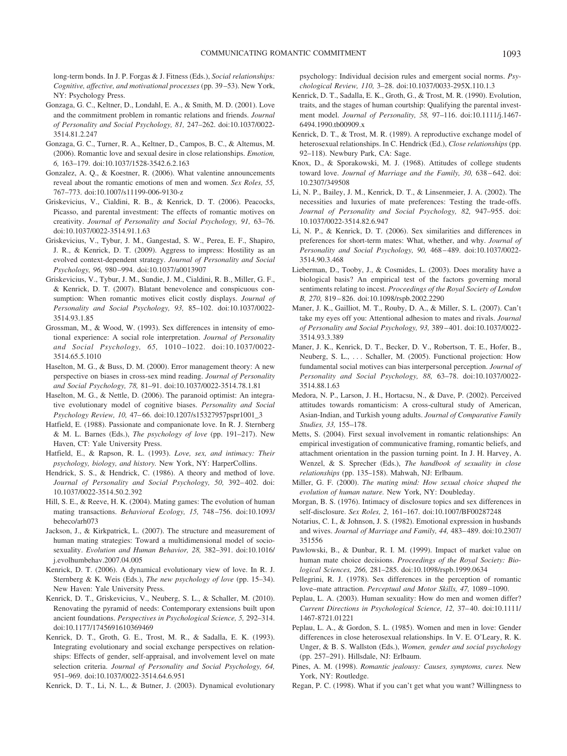long-term bonds. In J. P. Forgas & J. Fitness (Eds.), *Social relationships: Cognitive, affective, and motivational processes* (pp. 39–53). New York, NY: Psychology Press.

Gonzaga, G. C., Keltner, D., Londahl, E. A., & Smith, M. D. (2001). Love and the commitment problem in romantic relations and friends. *Journal of Personality and Social Psychology, 81,* 247–262. doi:10.1037/0022-3514.81.2.247

Gonzaga, G. C., Turner, R. A., Keltner, D., Campos, B. C., & Altemus, M. (2006). Romantic love and sexual desire in close relationships. *Emotion, 6,* 163–179. doi:10.1037/1528-3542.6.2.163

Gonzalez, A. Q., & Koestner, R. (2006). What valentine announcements reveal about the romantic emotions of men and women. *Sex Roles, 55,* 767–773. doi:10.1007/s11199-006-9130-z

Griskevicius, V., Cialdini, R. B., & Kenrick, D. T. (2006). Peacocks, Picasso, and parental investment: The effects of romantic motives on creativity. *Journal of Personality and Social Psychology, 91,* 63–76. doi:10.1037/0022-3514.91.1.63

Griskevicius, V., Tybur, J. M., Gangestad, S. W., Perea, E. F., Shapiro, J. R., & Kenrick, D. T. (2009). Aggress to impress: Hostility as an evolved context-dependent strategy. *Journal of Personality and Social Psychology, 96,* 980–994. doi:10.1037/a0013907

Griskevicius, V., Tybur, J. M., Sundie, J. M., Cialdini, R. B., Miller, G. F., & Kenrick, D. T. (2007). Blatant benevolence and conspicuous consumption: When romantic motives elicit costly displays. *Journal of Personality and Social Psychology, 93,* 85–102. doi:10.1037/0022-3514.93.1.85

Grossman, M., & Wood, W. (1993). Sex differences in intensity of emotional experience: A social role interpretation. *Journal of Personality and Social Psychology, 65,* 1010–1022. doi:10.1037/0022-3514.65.5.1010

Haselton, M. G., & Buss, D. M. (2000). Error management theory: A new perspective on biases in cross-sex mind reading. *Journal of Personality and Social Psychology, 78,* 81–91. doi:10.1037/0022-3514.78.1.81

Haselton, M. G., & Nettle, D. (2006). The paranoid optimist: An integrative evolutionary model of cognitive biases. *Personality and Social Psychology Review, 10,* 47–66. doi:10.1207/s15327957pspr1001_3

Hatfield, E. (1988). Passionate and companionate love. In R. J. Sternberg & M. L. Barnes (Eds.), *The psychology of love* (pp. 191–217). New Haven, CT: Yale University Press.

Hatfield, E., & Rapson, R. L. (1993). *Love, sex, and intimacy: Their psychology, biology, and history.* New York, NY: HarperCollins.

Hendrick, S. S., & Hendrick, C. (1986). A theory and method of love. *Journal of Personality and Social Psychology, 50,* 392–402. doi:10.1037/0022-3514.50.2.392

Hill, S. E., & Reeve, H. K. (2004). Mating games: The evolution of human mating transactions. *Behavioral Ecology, 15,* 748–756. doi:10.1093/beheco/arh073

Jackson, J., & Kirkpatrick, L. (2007). The structure and measurement of human mating strategies: Toward a multidimensional model of sociosexuality. *Evolution and Human Behavior, 28,* 382–391. doi:10.1016/j.evolhumbehav.2007.04.005

Kenrick, D. T. (2006). A dynamical evolutionary view of love. In R. J. Sternberg & K. Weis (Eds.), *The new psychology of love* (pp. 15–34). New Haven: Yale University Press.

Kenrick, D. T., Griskevicius, V., Neuberg, S. L., & Schaller, M. (2010). Renovating the pyramid of needs: Contemporary extensions built upon ancient foundations. *Perspectives in Psychological Science, 5,* 292–314. doi:10.1177/1745691610369469

Kenrick, D. T., Groth, G. E., Trost, M. R., & Sadalla, E. K. (1993). Integrating evolutionary and social exchange perspectives on relationships: Effects of gender, self-appraisal, and involvement level on mate selection criteria. *Journal of Personality and Social Psychology, 64,* 951–969. doi:10.1037/0022-3514.64.6.951

Kenrick, D. T., Li, N. L., & Butner, J. (2003). Dynamical evolutionary psychology: Individual decision rules and emergent social norms. *Psychological Review, 110,* 3–28. doi:10.1037/0033-295X.110.1.3

Kenrick, D. T., Sadalla, E. K., Groth, G., & Trost, M. R. (1990). Evolution, traits, and the stages of human courtship: Qualifying the parental investment model. *Journal of Personality, 58,* 97–116. doi:10.1111/j.1467-6494.1990.tb00909.x

Kenrick, D. T., & Trost, M. R. (1989). A reproductive exchange model of heterosexual relationships. In C. Hendrick (Ed.), *Close relationships* (pp. 92–118). Newbury Park, CA: Sage.

Knox, D., & Sporakowski, M. J. (1968). Attitudes of college students toward love. *Journal of Marriage and the Family, 30,* 638–642. doi:10.2307/349508

Li, N. P., Bailey, J. M., Kenrick, D. T., & Linsenmeier, J. A. (2002). The necessities and luxuries of mate preferences: Testing the trade-offs. *Journal of Personality and Social Psychology, 82,* 947–955. doi:10.1037/0022-3514.82.6.947

Li, N. P., & Kenrick, D. T. (2006). Sex similarities and differences in preferences for short-term mates: What, whether, and why. *Journal of Personality and Social Psychology, 90,* 468–489. doi:10.1037/0022-3514.90.3.468

Lieberman, D., Tooby, J., & Cosmides, L. (2003). Does morality have a biological basis? An empirical test of the factors governing moral sentiments relating to incest. *Proceedings of the Royal Society of London B, 270,* 819–826. doi:10.1098/rspb.2002.2290

Maner, J. K., Gailliot, M. T., Rouby, D. A., & Miller, S. L. (2007). Can't take my eyes off you: Attentional adhesion to mates and rivals. *Journal of Personality and Social Psychology, 93,* 389–401. doi:10.1037/0022-3514.93.3.389

Maner, J. K., Kenrick, D. T., Becker, D. V., Robertson, T. E., Hofer, B., Neuberg, S. L., . . . Schaller, M. (2005). Functional projection: How fundamental social motives can bias interpersonal perception. *Journal of Personality and Social Psychology, 88,* 63–78. doi:10.1037/0022-3514.88.1.63

Medora, N. P., Larson, J. H., Hortacsu, N., & Dave, P. (2002). Perceived attitudes towards romanticism: A cross-cultural study of American, Asian-Indian, and Turkish young adults. *Journal of Comparative Family Studies, 33,* 155–178.

Metts, S. (2004). First sexual involvement in romantic relationships: An empirical investigation of communicative framing, romantic beliefs, and attachment orientation in the passion turning point. In J. H. Harvey, A. Wenzel, & S. Sprecher (Eds.), *The handbook of sexuality in close relationships* (pp. 135–158). Mahwah, NJ: Erlbaum.

Miller, G. F. (2000). *The mating mind: How sexual choice shaped the evolution of human nature.* New York, NY: Doubleday.

Morgan, B. S. (1976). Intimacy of disclosure topics and sex differences in self-disclosure. *Sex Roles, 2,* 161–167. doi:10.1007/BF00287248

Notarius, C. I., & Johnson, J. S. (1982). Emotional expression in husbands and wives. *Journal of Marriage and Family, 44,* 483–489. doi:10.2307/351556

Pawlowski, B., & Dunbar, R. I. M. (1999). Impact of market value on human mate choice decisions. *Proceedings of the Royal Society: Biological Sciences, 266,* 281–285. doi:10.1098/rspb.1999.0634

Pellegrini, R. J. (1978). Sex differences in the perception of romantic love–mate attraction. *Perceptual and Motor Skills, 47,* 1089–1090.

Peplau, L. A. (2003). Human sexuality: How do men and women differ? *Current Directions in Psychological Science, 12,* 37–40. doi:10.1111/1467-8721.01221

Peplau, L. A., & Gordon, S. L. (1985). Women and men in love: Gender differences in close heterosexual relationships. In V. E. O'Leary, R. K. Unger, & B. S. Wallston (Eds.), *Women, gender and social psychology* (pp. 257–291). Hillsdale, NJ: Erlbaum.

Pines, A. M. (1998). *Romantic jealousy: Causes, symptoms, cures.* New York, NY: Routledge.

Regan, P. C. (1998). What if you can't get what you want? Willingness to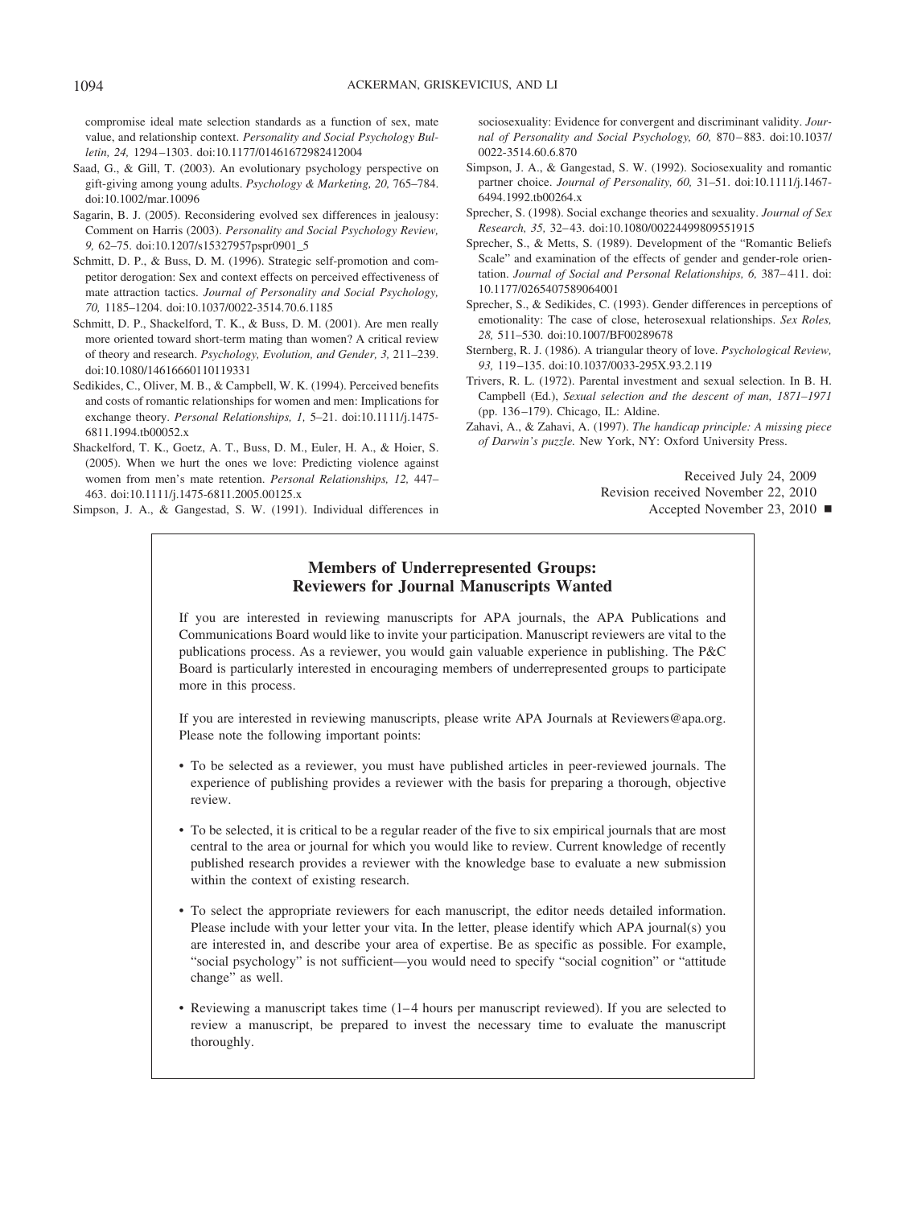compromise ideal mate selection standards as a function of sex, mate value, and relationship context. *Personality and Social Psychology Bulletin, 24,* 1294–1303. doi:10.1177/01461672982412004

Saad, G., & Gill, T. (2003). An evolutionary psychology perspective on gift-giving among young adults. *Psychology & Marketing, 20,* 765–784. doi:10.1002/mar.10096

Sagarin, B. J. (2005). Reconsidering evolved sex differences in jealousy: Comment on Harris (2003). *Personality and Social Psychology Review, 9,* 62–75. doi:10.1207/s15327957pspr0901_5

Schmitt, D. P., & Buss, D. M. (1996). Strategic self-promotion and competitor derogation: Sex and context effects on perceived effectiveness of mate attraction tactics. *Journal of Personality and Social Psychology, 70,* 1185–1204. doi:10.1037/0022-3514.70.6.1185

Schmitt, D. P., Shackelford, T. K., & Buss, D. M. (2001). Are men really more oriented toward short-term mating than women? A critical review of theory and research. *Psychology, Evolution, and Gender, 3,* 211–239. doi:10.1080/14616660110119331

Sedikides, C., Oliver, M. B., & Campbell, W. K. (1994). Perceived benefits and costs of romantic relationships for women and men: Implications for exchange theory. *Personal Relationships, 1,* 5–21. doi:10.1111/j.1475-6811.1994.tb00052.x

Shackelford, T. K., Goetz, A. T., Buss, D. M., Euler, H. A., & Hoier, S. (2005). When we hurt the ones we love: Predicting violence against women from men's mate retention. *Personal Relationships, 12,* 447–463. doi:10.1111/j.1475-6811.2005.00125.x

Simpson, J. A., & Gangestad, S. W. (1991). Individual differences in sociosexuality: Evidence for convergent and discriminant validity. *Journal of Personality and Social Psychology, 60,* 870–883. doi:10.1037/0022-3514.60.6.870

Simpson, J. A., & Gangestad, S. W. (1992). Sociosexuality and romantic partner choice. *Journal of Personality, 60,* 31–51. doi:10.1111/j.1467-6494.1992.tb00264.x

Sprecher, S. (1998). Social exchange theories and sexuality. *Journal of Sex Research, 35,* 32–43. doi:10.1080/00224499809551915

Sprecher, S., & Metts, S. (1989). Development of the "Romantic Beliefs Scale" and examination of the effects of gender and gender-role orientation. *Journal of Social and Personal Relationships, 6,* 387–411. doi:10.1177/0265407589064001

Sprecher, S., & Sedikides, C. (1993). Gender differences in perceptions of emotionality: The case of close, heterosexual relationships. *Sex Roles, 28,* 511–530. doi:10.1007/BF00289678

Sternberg, R. J. (1986). A triangular theory of love. *Psychological Review, 93,* 119–135. doi:10.1037/0033-295X.93.2.119

Trivers, R. L. (1972). Parental investment and sexual selection. In B. H. Campbell (Ed.), *Sexual selection and the descent of man, 1871–1971* (pp. 136–179). Chicago, IL: Aldine.

Zahavi, A., & Zahavi, A. (1997). *The handicap principle: A missing piece of Darwin's puzzle.* New York, NY: Oxford University Press.

Received July 24, 2009
Revision received November 22, 2010
Accepted November 23, 2010 ■

## Members of Underrepresented Groups: Reviewers for Journal Manuscripts Wanted

If you are interested in reviewing manuscripts for APA journals, the APA Publications and Communications Board would like to invite your participation. Manuscript reviewers are vital to the publications process. As a reviewer, you would gain valuable experience in publishing. The P&C Board is particularly interested in encouraging members of underrepresented groups to participate more in this process.

If you are interested in reviewing manuscripts, please write APA Journals at Reviewers@apa.org. Please note the following important points:

- To be selected as a reviewer, you must have published articles in peer-reviewed journals. The experience of publishing provides a reviewer with the basis for preparing a thorough, objective review.
- To be selected, it is critical to be a regular reader of the five to six empirical journals that are most central to the area or journal for which you would like to review. Current knowledge of recently published research provides a reviewer with the knowledge base to evaluate a new submission within the context of existing research.
- To select the appropriate reviewers for each manuscript, the editor needs detailed information. Please include with your letter your vita. In the letter, please identify which APA journal(s) you are interested in, and describe your area of expertise. Be as specific as possible. For example, "social psychology" is not sufficient—you would need to specify "social cognition" or "attitude change" as well.
- Reviewing a manuscript takes time (1–4 hours per manuscript reviewed). If you are selected to review a manuscript, be prepared to invest the necessary time to evaluate the manuscript thoroughly.